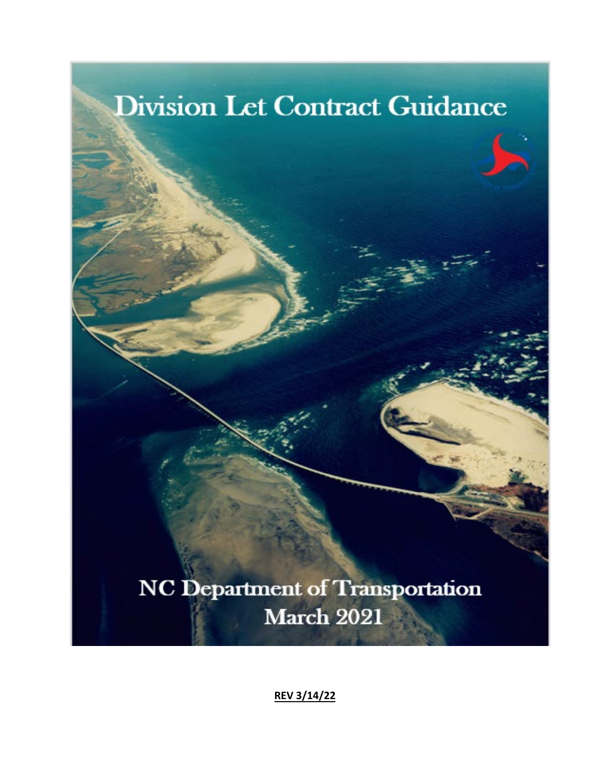# Division Let Contract Guidance

NC Department of Transportation
March 2021

**REV 3/14/22**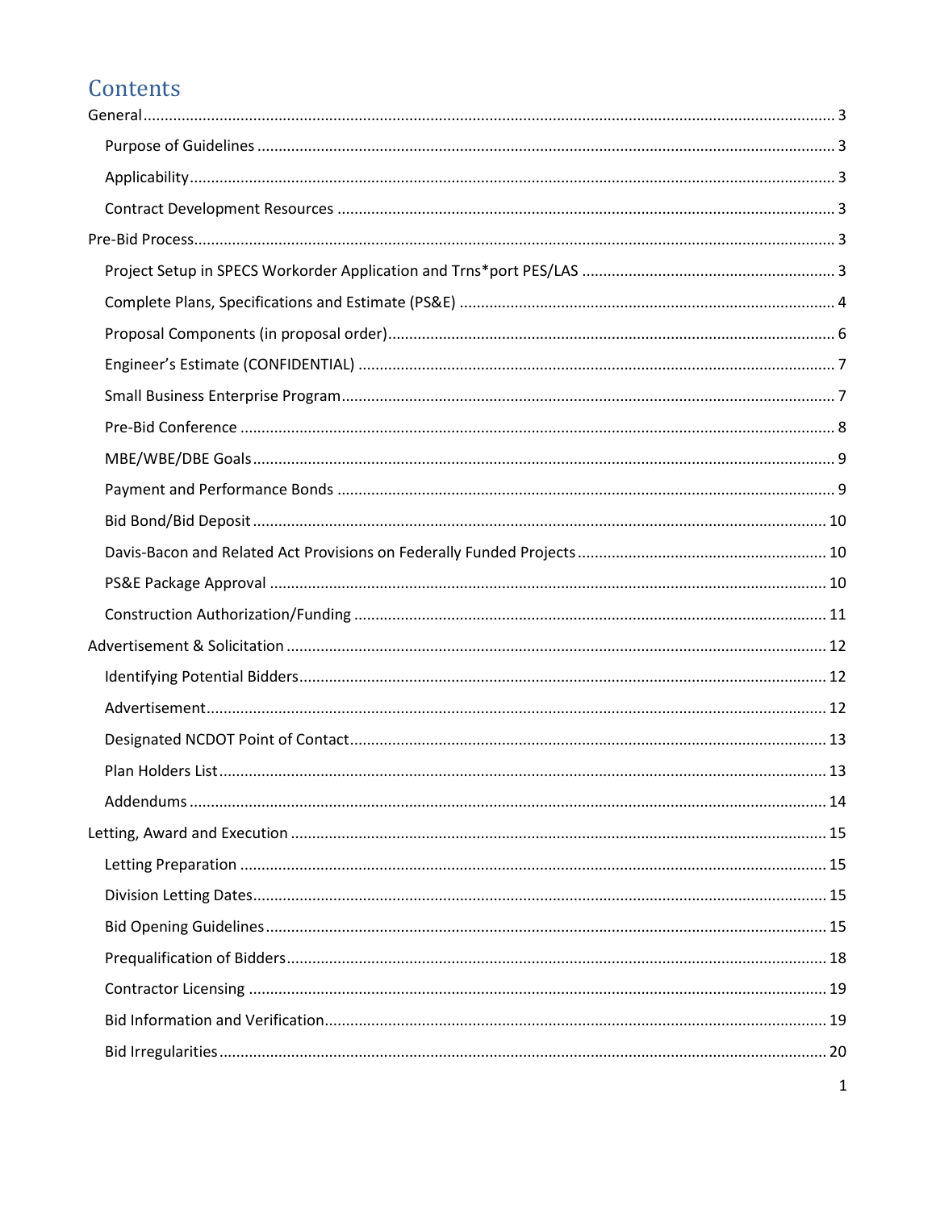# Contents

General ..... 3

- Purpose of Guidelines ..... 3
- Applicability ..... 3
- Contract Development Resources ..... 3

Pre-Bid Process ..... 3

- Project Setup in SPECS Workorder Application and Trns*port PES/LAS ..... 3
- Complete Plans, Specifications and Estimate (PS&E) ..... 4
- Proposal Components (in proposal order) ..... 6
- Engineer's Estimate (CONFIDENTIAL) ..... 7
- Small Business Enterprise Program ..... 7
- Pre-Bid Conference ..... 8
- MBE/WBE/DBE Goals ..... 9
- Payment and Performance Bonds ..... 9
- Bid Bond/Bid Deposit ..... 10
- Davis-Bacon and Related Act Provisions on Federally Funded Projects ..... 10
- PS&E Package Approval ..... 10
- Construction Authorization/Funding ..... 11

Advertisement & Solicitation ..... 12

- Identifying Potential Bidders ..... 12
- Advertisement ..... 12
- Designated NCDOT Point of Contact ..... 13
- Plan Holders List ..... 13
- Addendums ..... 14

Letting, Award and Execution ..... 15

- Letting Preparation ..... 15
- Division Letting Dates ..... 15
- Bid Opening Guidelines ..... 15
- Prequalification of Bidders ..... 18
- Contractor Licensing ..... 19
- Bid Information and Verification ..... 19
- Bid Irregularities ..... 20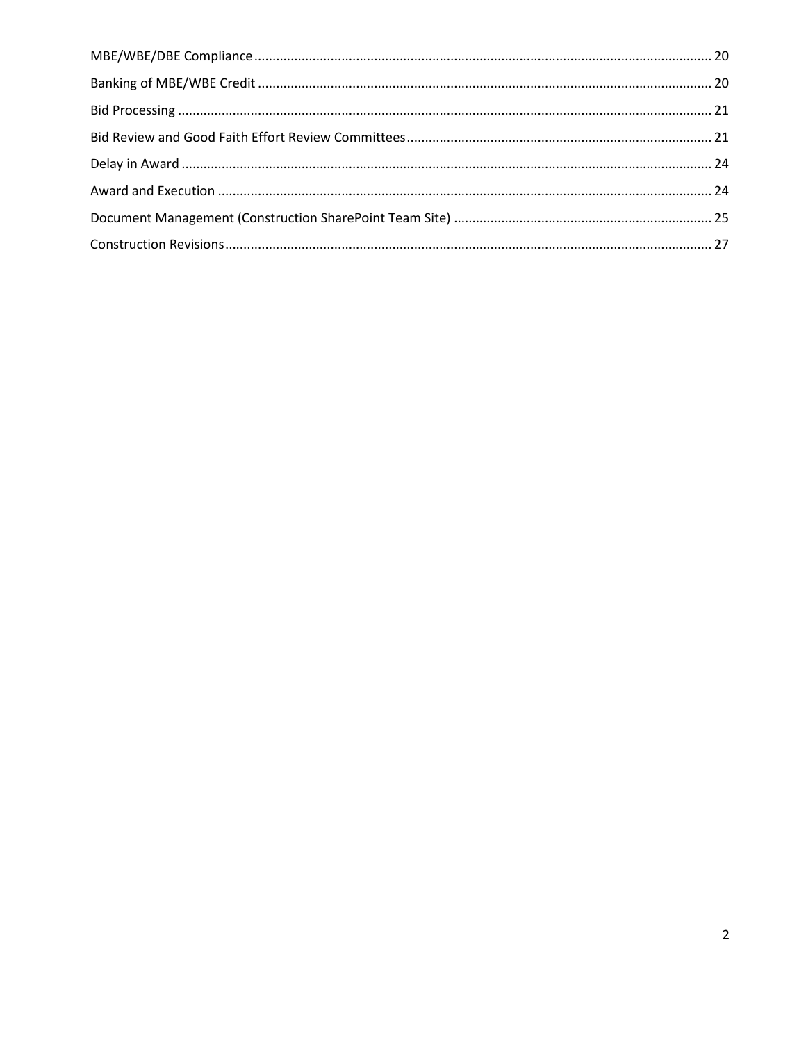MBE/WBE/DBE Compliance ........................................................................................................................ 20

Banking of MBE/WBE Credit ..................................................................................................................... 20

Bid Processing ........................................................................................................................................... 21

Bid Review and Good Faith Effort Review Committees ............................................................................ 21

Delay in Award .......................................................................................................................................... 24

Award and Execution ................................................................................................................................. 24

Document Management (Construction SharePoint Team Site) ................................................................ 25

Construction Revisions .............................................................................................................................. 27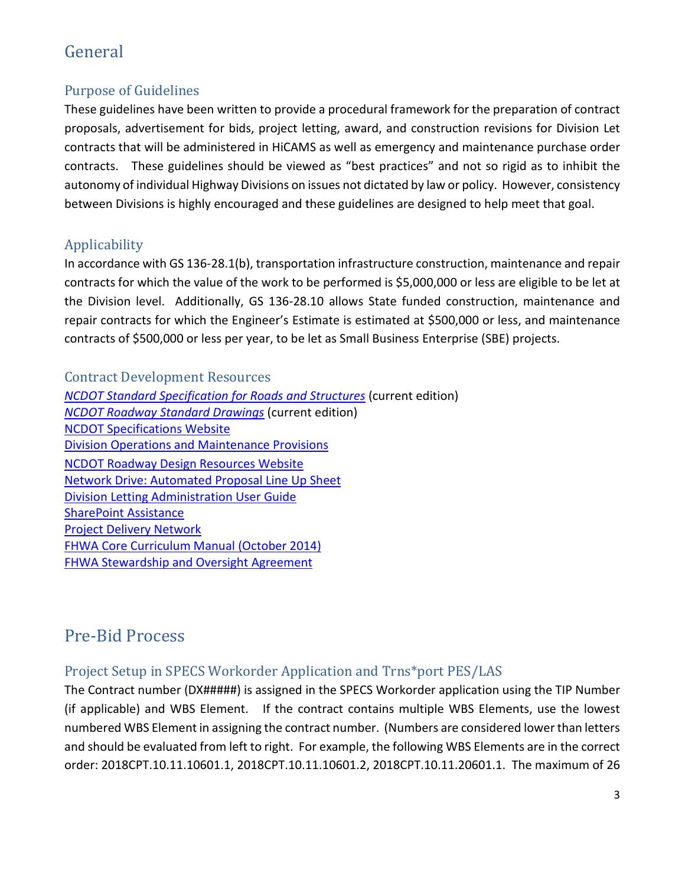# General

## Purpose of Guidelines

These guidelines have been written to provide a procedural framework for the preparation of contract proposals, advertisement for bids, project letting, award, and construction revisions for Division Let contracts that will be administered in HiCAMS as well as emergency and maintenance purchase order contracts. These guidelines should be viewed as "best practices" and not so rigid as to inhibit the autonomy of individual Highway Divisions on issues not dictated by law or policy. However, consistency between Divisions is highly encouraged and these guidelines are designed to help meet that goal.

## Applicability

In accordance with GS 136-28.1(b), transportation infrastructure construction, maintenance and repair contracts for which the value of the work to be performed is $5,000,000 or less are eligible to be let at the Division level. Additionally, GS 136-28.10 allows State funded construction, maintenance and repair contracts for which the Engineer's Estimate is estimated at $500,000 or less, and maintenance contracts of $500,000 or less per year, to be let as Small Business Enterprise (SBE) projects.

## Contract Development Resources

*NCDOT Standard Specification for Roads and Structures* (current edition)
*NCDOT Roadway Standard Drawings* (current edition)
NCDOT Specifications Website
Division Operations and Maintenance Provisions
NCDOT Roadway Design Resources Website
Network Drive: Automated Proposal Line Up Sheet
Division Letting Administration User Guide
SharePoint Assistance
Project Delivery Network
FHWA Core Curriculum Manual (October 2014)
FHWA Stewardship and Oversight Agreement

# Pre-Bid Process

## Project Setup in SPECS Workorder Application and Trns*port PES/LAS

The Contract number (DX#####) is assigned in the SPECS Workorder application using the TIP Number (if applicable) and WBS Element. If the contract contains multiple WBS Elements, use the lowest numbered WBS Element in assigning the contract number. (Numbers are considered lower than letters and should be evaluated from left to right. For example, the following WBS Elements are in the correct order: 2018CPT.10.11.10601.1, 2018CPT.10.11.10601.2, 2018CPT.10.11.20601.1. The maximum of 26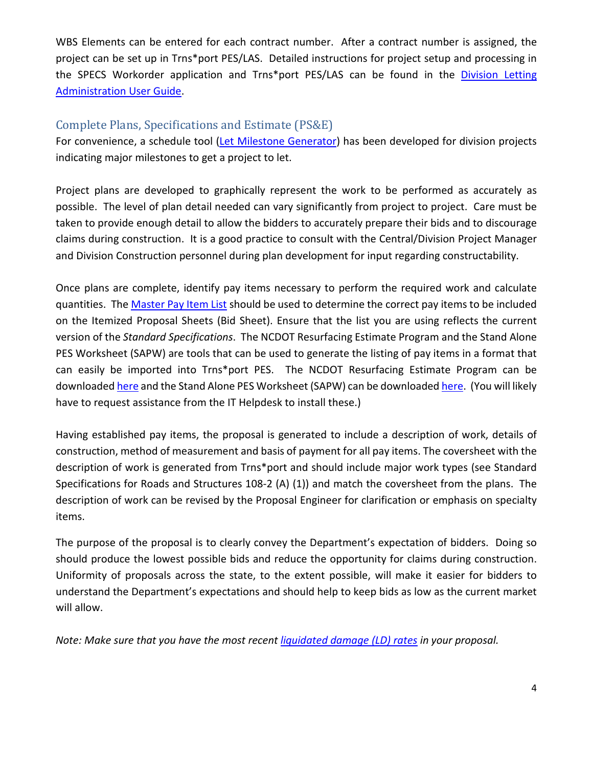WBS Elements can be entered for each contract number. After a contract number is assigned, the project can be set up in Trns*port PES/LAS. Detailed instructions for project setup and processing in the SPECS Workorder application and Trns*port PES/LAS can be found in the [Division Letting Administration User Guide](#).

## Complete Plans, Specifications and Estimate (PS&E)

For convenience, a schedule tool ([Let Milestone Generator](#)) has been developed for division projects indicating major milestones to get a project to let.

Project plans are developed to graphically represent the work to be performed as accurately as possible. The level of plan detail needed can vary significantly from project to project. Care must be taken to provide enough detail to allow the bidders to accurately prepare their bids and to discourage claims during construction. It is a good practice to consult with the Central/Division Project Manager and Division Construction personnel during plan development for input regarding constructability.

Once plans are complete, identify pay items necessary to perform the required work and calculate quantities. The [Master Pay Item List](#) should be used to determine the correct pay items to be included on the Itemized Proposal Sheets (Bid Sheet). Ensure that the list you are using reflects the current version of the *Standard Specifications*. The NCDOT Resurfacing Estimate Program and the Stand Alone PES Worksheet (SAPW) are tools that can be used to generate the listing of pay items in a format that can easily be imported into Trns*port PES. The NCDOT Resurfacing Estimate Program can be downloaded [here](#) and the Stand Alone PES Worksheet (SAPW) can be downloaded [here](#). (You will likely have to request assistance from the IT Helpdesk to install these.)

Having established pay items, the proposal is generated to include a description of work, details of construction, method of measurement and basis of payment for all pay items. The coversheet with the description of work is generated from Trns*port and should include major work types (see Standard Specifications for Roads and Structures 108-2 (A) (1)) and match the coversheet from the plans. The description of work can be revised by the Proposal Engineer for clarification or emphasis on specialty items.

The purpose of the proposal is to clearly convey the Department's expectation of bidders. Doing so should produce the lowest possible bids and reduce the opportunity for claims during construction. Uniformity of proposals across the state, to the extent possible, will make it easier for bidders to understand the Department's expectations and should help to keep bids as low as the current market will allow.

*Note: Make sure that you have the most recent [liquidated damage (LD) rates](#) in your proposal.*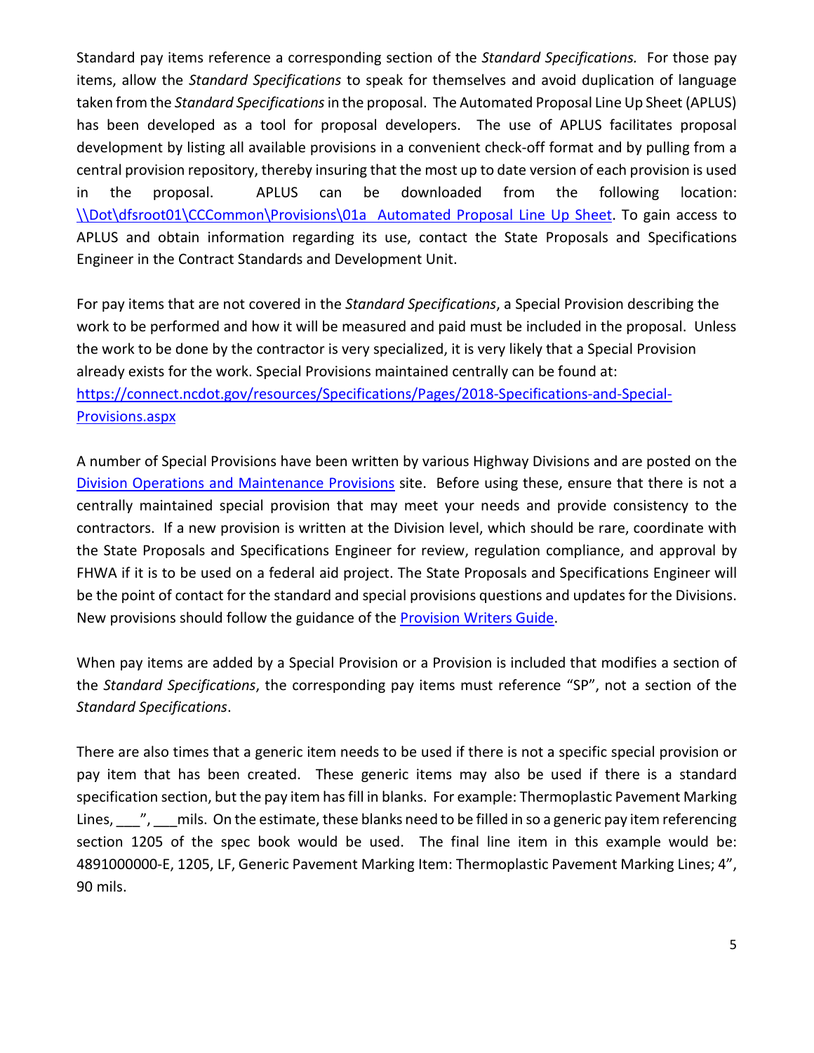Standard pay items reference a corresponding section of the *Standard Specifications.* For those pay items, allow the *Standard Specifications* to speak for themselves and avoid duplication of language taken from the *Standard Specifications* in the proposal. The Automated Proposal Line Up Sheet (APLUS) has been developed as a tool for proposal developers. The use of APLUS facilitates proposal development by listing all available provisions in a convenient check-off format and by pulling from a central provision repository, thereby insuring that the most up to date version of each provision is used in the proposal. APLUS can be downloaded from the following location: [\\Dot\dfsroot01\CCCommon\Provisions\01a Automated Proposal Line Up Sheet](\\Dot\dfsroot01\CCCommon\Provisions\01a Automated Proposal Line Up Sheet). To gain access to APLUS and obtain information regarding its use, contact the State Proposals and Specifications Engineer in the Contract Standards and Development Unit.

For pay items that are not covered in the *Standard Specifications*, a Special Provision describing the work to be performed and how it will be measured and paid must be included in the proposal. Unless the work to be done by the contractor is very specialized, it is very likely that a Special Provision already exists for the work. Special Provisions maintained centrally can be found at: [https://connect.ncdot.gov/resources/Specifications/Pages/2018-Specifications-and-Special-Provisions.aspx](https://connect.ncdot.gov/resources/Specifications/Pages/2018-Specifications-and-Special-Provisions.aspx)

A number of Special Provisions have been written by various Highway Divisions and are posted on the Division Operations and Maintenance Provisions site. Before using these, ensure that there is not a centrally maintained special provision that may meet your needs and provide consistency to the contractors. If a new provision is written at the Division level, which should be rare, coordinate with the State Proposals and Specifications Engineer for review, regulation compliance, and approval by FHWA if it is to be used on a federal aid project. The State Proposals and Specifications Engineer will be the point of contact for the standard and special provisions questions and updates for the Divisions. New provisions should follow the guidance of the Provision Writers Guide.

When pay items are added by a Special Provision or a Provision is included that modifies a section of the *Standard Specifications*, the corresponding pay items must reference "SP", not a section of the *Standard Specifications*.

There are also times that a generic item needs to be used if there is not a specific special provision or pay item that has been created. These generic items may also be used if there is a standard specification section, but the pay item has fill in blanks. For example: Thermoplastic Pavement Marking Lines, ___", ___mils. On the estimate, these blanks need to be filled in so a generic pay item referencing section 1205 of the spec book would be used. The final line item in this example would be: 4891000000-E, 1205, LF, Generic Pavement Marking Item: Thermoplastic Pavement Marking Lines; 4", 90 mils.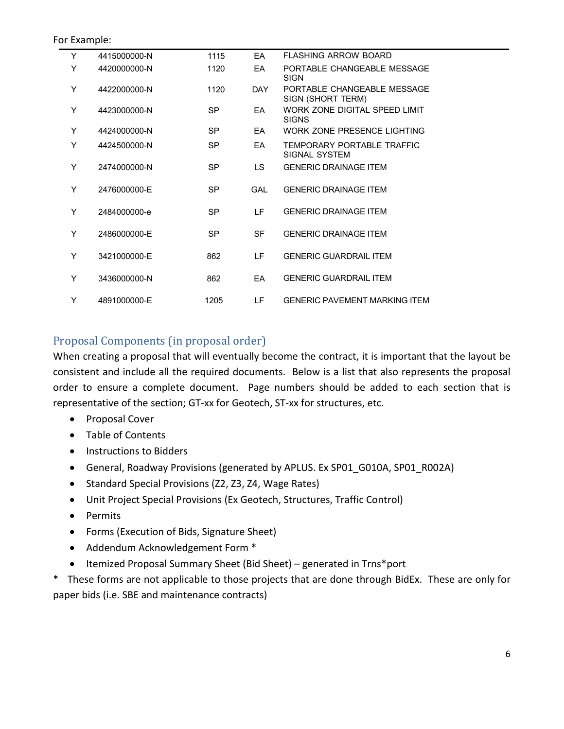For Example:

| | | | | |
|---|---|---|---|---|
| Y | 4415000000-N | 1115 | EA | FLASHING ARROW BOARD |
| Y | 4420000000-N | 1120 | EA | PORTABLE CHANGEABLE MESSAGE SIGN |
| Y | 4422000000-N | 1120 | DAY | PORTABLE CHANGEABLE MESSAGE SIGN (SHORT TERM) |
| Y | 4423000000-N | SP | EA | WORK ZONE DIGITAL SPEED LIMIT SIGNS |
| Y | 4424000000-N | SP | EA | WORK ZONE PRESENCE LIGHTING |
| Y | 4424500000-N | SP | EA | TEMPORARY PORTABLE TRAFFIC SIGNAL SYSTEM |
| Y | 2474000000-N | SP | LS | GENERIC DRAINAGE ITEM |
| Y | 2476000000-E | SP | GAL | GENERIC DRAINAGE ITEM |
| Y | 2484000000-e | SP | LF | GENERIC DRAINAGE ITEM |
| Y | 2486000000-E | SP | SF | GENERIC DRAINAGE ITEM |
| Y | 3421000000-E | 862 | LF | GENERIC GUARDRAIL ITEM |
| Y | 3436000000-N | 862 | EA | GENERIC GUARDRAIL ITEM |
| Y | 4891000000-E | 1205 | LF | GENERIC PAVEMENT MARKING ITEM |

## Proposal Components (in proposal order)

When creating a proposal that will eventually become the contract, it is important that the layout be consistent and include all the required documents. Below is a list that also represents the proposal order to ensure a complete document. Page numbers should be added to each section that is representative of the section; GT-xx for Geotech, ST-xx for structures, etc.

- Proposal Cover
- Table of Contents
- Instructions to Bidders
- General, Roadway Provisions (generated by APLUS. Ex SP01_G010A, SP01_R002A)
- Standard Special Provisions (Z2, Z3, Z4, Wage Rates)
- Unit Project Special Provisions (Ex Geotech, Structures, Traffic Control)
- Permits
- Forms (Execution of Bids, Signature Sheet)
- Addendum Acknowledgement Form *
- Itemized Proposal Summary Sheet (Bid Sheet) – generated in Trns*port

\* These forms are not applicable to those projects that are done through BidEx. These are only for paper bids (i.e. SBE and maintenance contracts)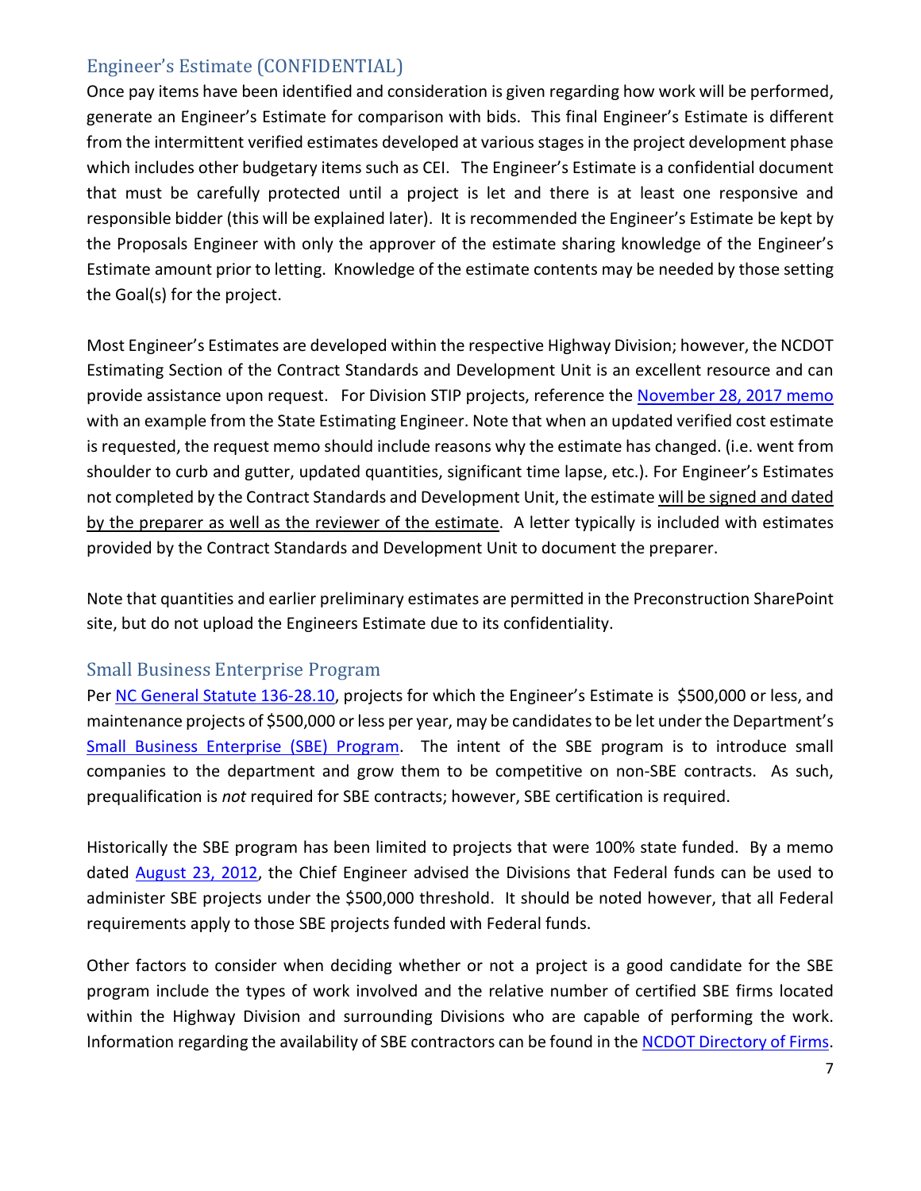## Engineer's Estimate (CONFIDENTIAL)

Once pay items have been identified and consideration is given regarding how work will be performed, generate an Engineer's Estimate for comparison with bids. This final Engineer's Estimate is different from the intermittent verified estimates developed at various stages in the project development phase which includes other budgetary items such as CEI. The Engineer's Estimate is a confidential document that must be carefully protected until a project is let and there is at least one responsive and responsible bidder (this will be explained later). It is recommended the Engineer's Estimate be kept by the Proposals Engineer with only the approver of the estimate sharing knowledge of the Engineer's Estimate amount prior to letting. Knowledge of the estimate contents may be needed by those setting the Goal(s) for the project.

Most Engineer's Estimates are developed within the respective Highway Division; however, the NCDOT Estimating Section of the Contract Standards and Development Unit is an excellent resource and can provide assistance upon request. For Division STIP projects, reference the November 28, 2017 memo with an example from the State Estimating Engineer. Note that when an updated verified cost estimate is requested, the request memo should include reasons why the estimate has changed. (i.e. went from shoulder to curb and gutter, updated quantities, significant time lapse, etc.). For Engineer's Estimates not completed by the Contract Standards and Development Unit, the estimate will be signed and dated by the preparer as well as the reviewer of the estimate. A letter typically is included with estimates provided by the Contract Standards and Development Unit to document the preparer.

Note that quantities and earlier preliminary estimates are permitted in the Preconstruction SharePoint site, but do not upload the Engineers Estimate due to its confidentiality.

## Small Business Enterprise Program

Per NC General Statute 136-28.10, projects for which the Engineer's Estimate is $500,000 or less, and maintenance projects of $500,000 or less per year, may be candidates to be let under the Department's Small Business Enterprise (SBE) Program. The intent of the SBE program is to introduce small companies to the department and grow them to be competitive on non-SBE contracts. As such, prequalification is *not* required for SBE contracts; however, SBE certification is required.

Historically the SBE program has been limited to projects that were 100% state funded. By a memo dated August 23, 2012, the Chief Engineer advised the Divisions that Federal funds can be used to administer SBE projects under the $500,000 threshold. It should be noted however, that all Federal requirements apply to those SBE projects funded with Federal funds.

Other factors to consider when deciding whether or not a project is a good candidate for the SBE program include the types of work involved and the relative number of certified SBE firms located within the Highway Division and surrounding Divisions who are capable of performing the work. Information regarding the availability of SBE contractors can be found in the NCDOT Directory of Firms.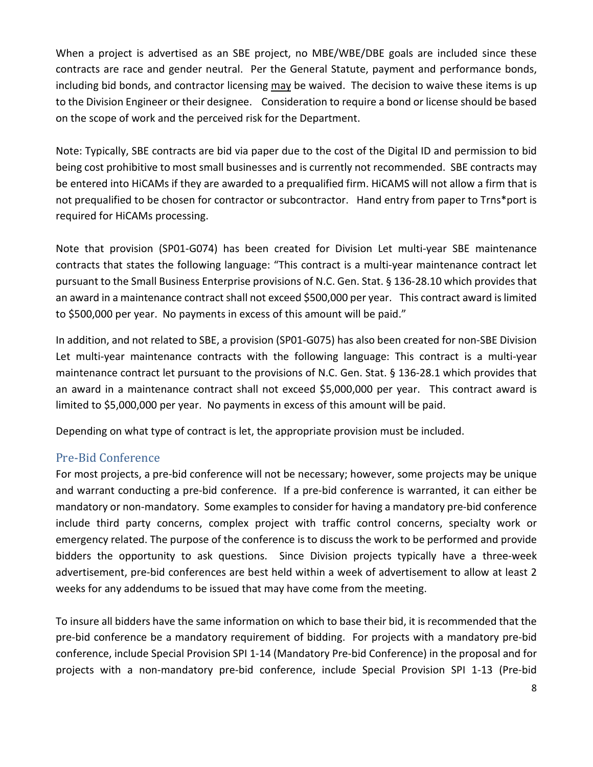When a project is advertised as an SBE project, no MBE/WBE/DBE goals are included since these contracts are race and gender neutral. Per the General Statute, payment and performance bonds, including bid bonds, and contractor licensing may be waived. The decision to waive these items is up to the Division Engineer or their designee. Consideration to require a bond or license should be based on the scope of work and the perceived risk for the Department.

Note: Typically, SBE contracts are bid via paper due to the cost of the Digital ID and permission to bid being cost prohibitive to most small businesses and is currently not recommended. SBE contracts may be entered into HiCAMs if they are awarded to a prequalified firm. HiCAMS will not allow a firm that is not prequalified to be chosen for contractor or subcontractor. Hand entry from paper to Trns*port is required for HiCAMs processing.

Note that provision (SP01-G074) has been created for Division Let multi-year SBE maintenance contracts that states the following language: "This contract is a multi-year maintenance contract let pursuant to the Small Business Enterprise provisions of N.C. Gen. Stat. § 136-28.10 which provides that an award in a maintenance contract shall not exceed $500,000 per year. This contract award is limited to $500,000 per year. No payments in excess of this amount will be paid."

In addition, and not related to SBE, a provision (SP01-G075) has also been created for non-SBE Division Let multi-year maintenance contracts with the following language: This contract is a multi-year maintenance contract let pursuant to the provisions of N.C. Gen. Stat. § 136-28.1 which provides that an award in a maintenance contract shall not exceed $5,000,000 per year. This contract award is limited to $5,000,000 per year. No payments in excess of this amount will be paid.

Depending on what type of contract is let, the appropriate provision must be included.

## Pre-Bid Conference

For most projects, a pre-bid conference will not be necessary; however, some projects may be unique and warrant conducting a pre-bid conference. If a pre-bid conference is warranted, it can either be mandatory or non-mandatory. Some examples to consider for having a mandatory pre-bid conference include third party concerns, complex project with traffic control concerns, specialty work or emergency related. The purpose of the conference is to discuss the work to be performed and provide bidders the opportunity to ask questions. Since Division projects typically have a three-week advertisement, pre-bid conferences are best held within a week of advertisement to allow at least 2 weeks for any addendums to be issued that may have come from the meeting.

To insure all bidders have the same information on which to base their bid, it is recommended that the pre-bid conference be a mandatory requirement of bidding. For projects with a mandatory pre-bid conference, include Special Provision SPI 1-14 (Mandatory Pre-bid Conference) in the proposal and for projects with a non-mandatory pre-bid conference, include Special Provision SPI 1-13 (Pre-bid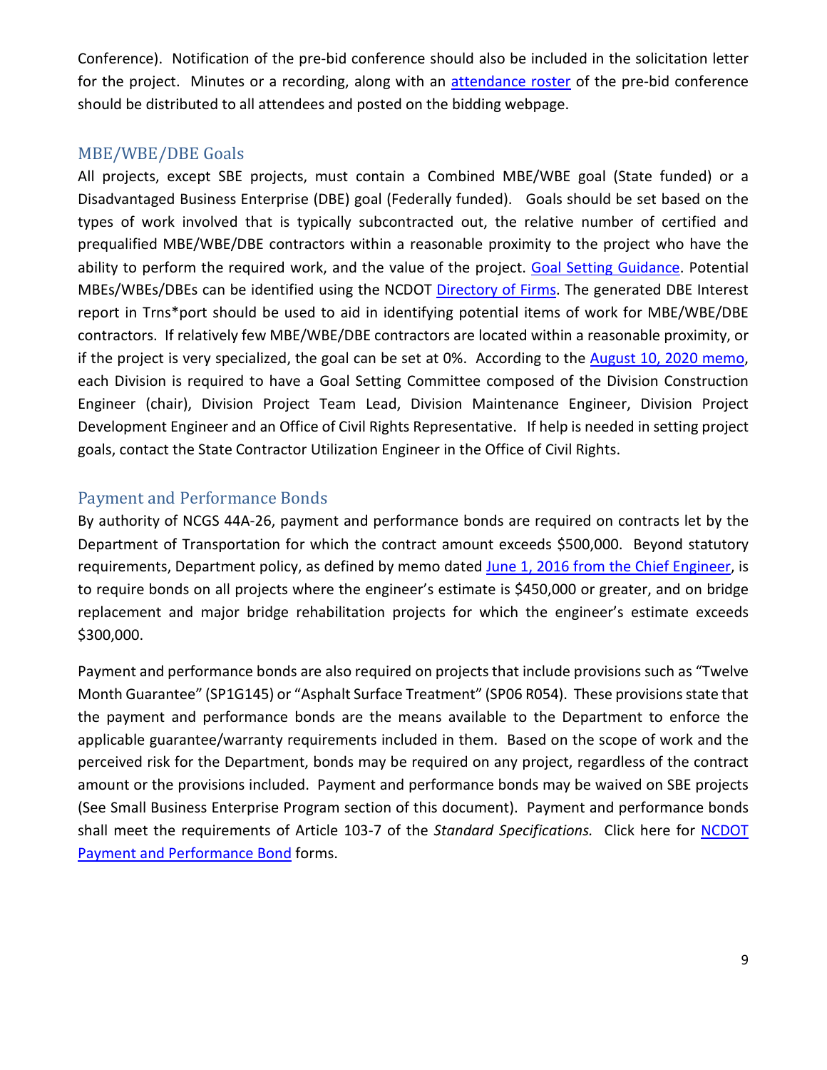Conference). Notification of the pre-bid conference should also be included in the solicitation letter for the project. Minutes or a recording, along with an [attendance roster]() of the pre-bid conference should be distributed to all attendees and posted on the bidding webpage.

## MBE/WBE/DBE Goals

All projects, except SBE projects, must contain a Combined MBE/WBE goal (State funded) or a Disadvantaged Business Enterprise (DBE) goal (Federally funded). Goals should be set based on the types of work involved that is typically subcontracted out, the relative number of certified and prequalified MBE/WBE/DBE contractors within a reasonable proximity to the project who have the ability to perform the required work, and the value of the project. [Goal Setting Guidance](). Potential MBEs/WBEs/DBEs can be identified using the NCDOT [Directory of Firms](). The generated DBE Interest report in Trns*port should be used to aid in identifying potential items of work for MBE/WBE/DBE contractors. If relatively few MBE/WBE/DBE contractors are located within a reasonable proximity, or if the project is very specialized, the goal can be set at 0%. According to the [August 10, 2020 memo](), each Division is required to have a Goal Setting Committee composed of the Division Construction Engineer (chair), Division Project Team Lead, Division Maintenance Engineer, Division Project Development Engineer and an Office of Civil Rights Representative. If help is needed in setting project goals, contact the State Contractor Utilization Engineer in the Office of Civil Rights.

## Payment and Performance Bonds

By authority of NCGS 44A-26, payment and performance bonds are required on contracts let by the Department of Transportation for which the contract amount exceeds $500,000. Beyond statutory requirements, Department policy, as defined by memo dated [June 1, 2016 from the Chief Engineer](), is to require bonds on all projects where the engineer's estimate is $450,000 or greater, and on bridge replacement and major bridge rehabilitation projects for which the engineer's estimate exceeds $300,000.

Payment and performance bonds are also required on projects that include provisions such as "Twelve Month Guarantee" (SP1G145) or "Asphalt Surface Treatment" (SP06 R054). These provisions state that the payment and performance bonds are the means available to the Department to enforce the applicable guarantee/warranty requirements included in them. Based on the scope of work and the perceived risk for the Department, bonds may be required on any project, regardless of the contract amount or the provisions included. Payment and performance bonds may be waived on SBE projects (See Small Business Enterprise Program section of this document). Payment and performance bonds shall meet the requirements of Article 103-7 of the *Standard Specifications.* Click here for [NCDOT Payment and Performance Bond]() forms.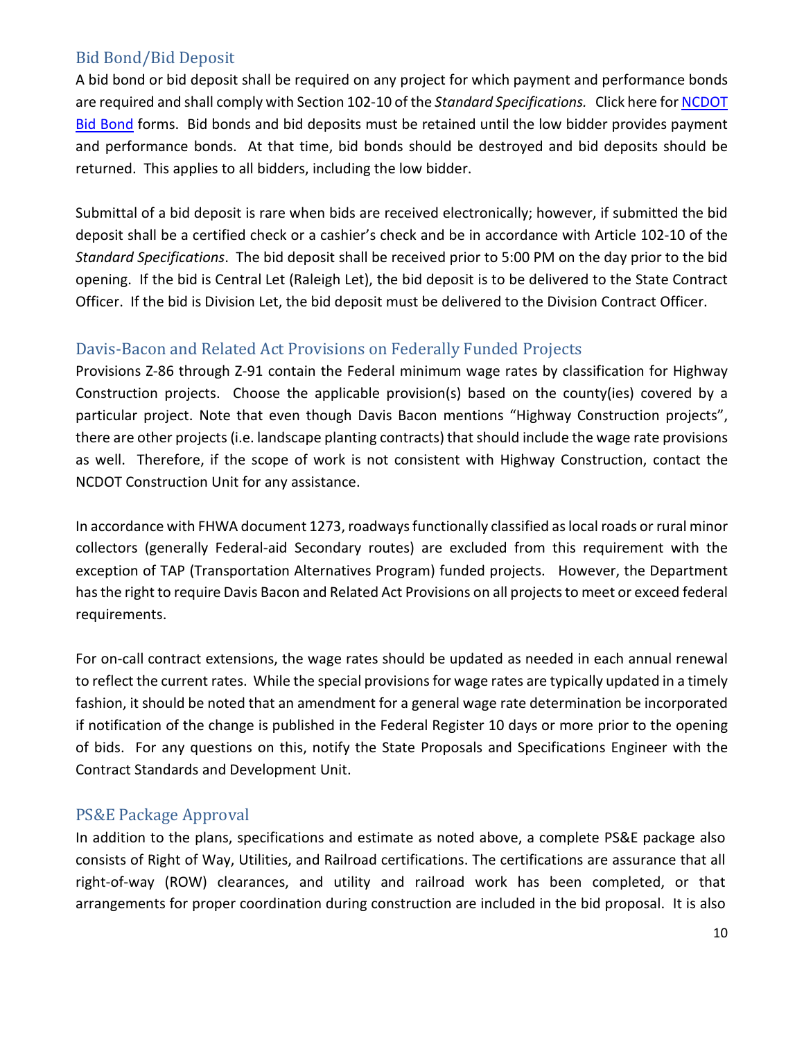## Bid Bond/Bid Deposit

A bid bond or bid deposit shall be required on any project for which payment and performance bonds are required and shall comply with Section 102-10 of the *Standard Specifications.* Click here for NCDOT Bid Bond forms. Bid bonds and bid deposits must be retained until the low bidder provides payment and performance bonds. At that time, bid bonds should be destroyed and bid deposits should be returned. This applies to all bidders, including the low bidder.

Submittal of a bid deposit is rare when bids are received electronically; however, if submitted the bid deposit shall be a certified check or a cashier's check and be in accordance with Article 102-10 of the *Standard Specifications*. The bid deposit shall be received prior to 5:00 PM on the day prior to the bid opening. If the bid is Central Let (Raleigh Let), the bid deposit is to be delivered to the State Contract Officer. If the bid is Division Let, the bid deposit must be delivered to the Division Contract Officer.

## Davis-Bacon and Related Act Provisions on Federally Funded Projects

Provisions Z-86 through Z-91 contain the Federal minimum wage rates by classification for Highway Construction projects. Choose the applicable provision(s) based on the county(ies) covered by a particular project. Note that even though Davis Bacon mentions "Highway Construction projects", there are other projects (i.e. landscape planting contracts) that should include the wage rate provisions as well. Therefore, if the scope of work is not consistent with Highway Construction, contact the NCDOT Construction Unit for any assistance.

In accordance with FHWA document 1273, roadways functionally classified as local roads or rural minor collectors (generally Federal-aid Secondary routes) are excluded from this requirement with the exception of TAP (Transportation Alternatives Program) funded projects. However, the Department has the right to require Davis Bacon and Related Act Provisions on all projects to meet or exceed federal requirements.

For on-call contract extensions, the wage rates should be updated as needed in each annual renewal to reflect the current rates. While the special provisions for wage rates are typically updated in a timely fashion, it should be noted that an amendment for a general wage rate determination be incorporated if notification of the change is published in the Federal Register 10 days or more prior to the opening of bids. For any questions on this, notify the State Proposals and Specifications Engineer with the Contract Standards and Development Unit.

## PS&E Package Approval

In addition to the plans, specifications and estimate as noted above, a complete PS&E package also consists of Right of Way, Utilities, and Railroad certifications. The certifications are assurance that all right-of-way (ROW) clearances, and utility and railroad work has been completed, or that arrangements for proper coordination during construction are included in the bid proposal. It is also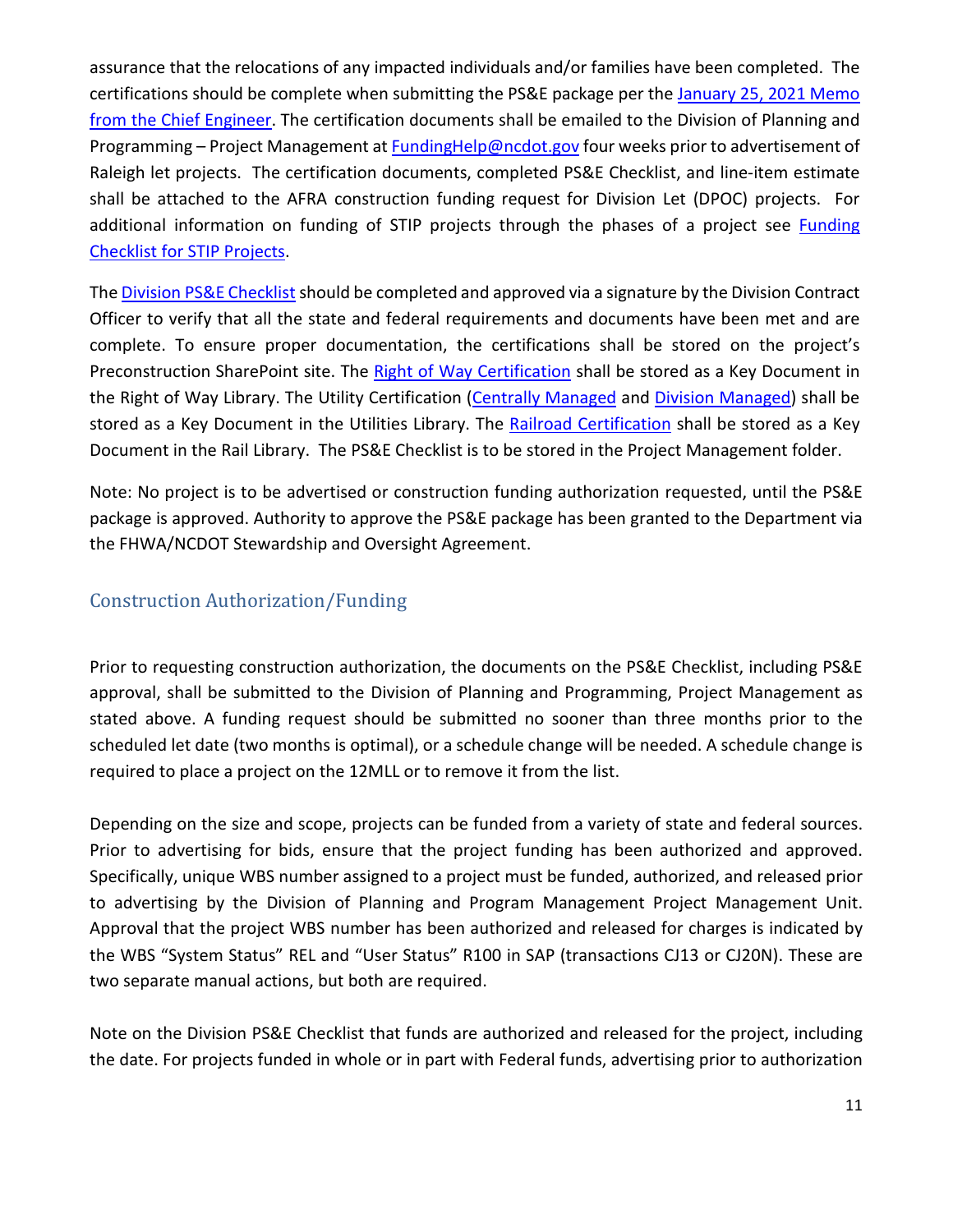assurance that the relocations of any impacted individuals and/or families have been completed. The certifications should be complete when submitting the PS&E package per the [January 25, 2021 Memo from the Chief Engineer](). The certification documents shall be emailed to the Division of Planning and Programming – Project Management at [FundingHelp@ncdot.gov](mailto:FundingHelp@ncdot.gov) four weeks prior to advertisement of Raleigh let projects. The certification documents, completed PS&E Checklist, and line-item estimate shall be attached to the AFRA construction funding request for Division Let (DPOC) projects. For additional information on funding of STIP projects through the phases of a project see [Funding Checklist for STIP Projects]().

The [Division PS&E Checklist]() should be completed and approved via a signature by the Division Contract Officer to verify that all the state and federal requirements and documents have been met and are complete. To ensure proper documentation, the certifications shall be stored on the project's Preconstruction SharePoint site. The [Right of Way Certification]() shall be stored as a Key Document in the Right of Way Library. The Utility Certification ([Centrally Managed]() and [Division Managed]()) shall be stored as a Key Document in the Utilities Library. The [Railroad Certification]() shall be stored as a Key Document in the Rail Library. The PS&E Checklist is to be stored in the Project Management folder.

Note: No project is to be advertised or construction funding authorization requested, until the PS&E package is approved. Authority to approve the PS&E package has been granted to the Department via the FHWA/NCDOT Stewardship and Oversight Agreement.

## Construction Authorization/Funding

Prior to requesting construction authorization, the documents on the PS&E Checklist, including PS&E approval, shall be submitted to the Division of Planning and Programming, Project Management as stated above. A funding request should be submitted no sooner than three months prior to the scheduled let date (two months is optimal), or a schedule change will be needed. A schedule change is required to place a project on the 12MLL or to remove it from the list.

Depending on the size and scope, projects can be funded from a variety of state and federal sources. Prior to advertising for bids, ensure that the project funding has been authorized and approved. Specifically, unique WBS number assigned to a project must be funded, authorized, and released prior to advertising by the Division of Planning and Program Management Project Management Unit. Approval that the project WBS number has been authorized and released for charges is indicated by the WBS "System Status" REL and "User Status" R100 in SAP (transactions CJ13 or CJ20N). These are two separate manual actions, but both are required.

Note on the Division PS&E Checklist that funds are authorized and released for the project, including the date. For projects funded in whole or in part with Federal funds, advertising prior to authorization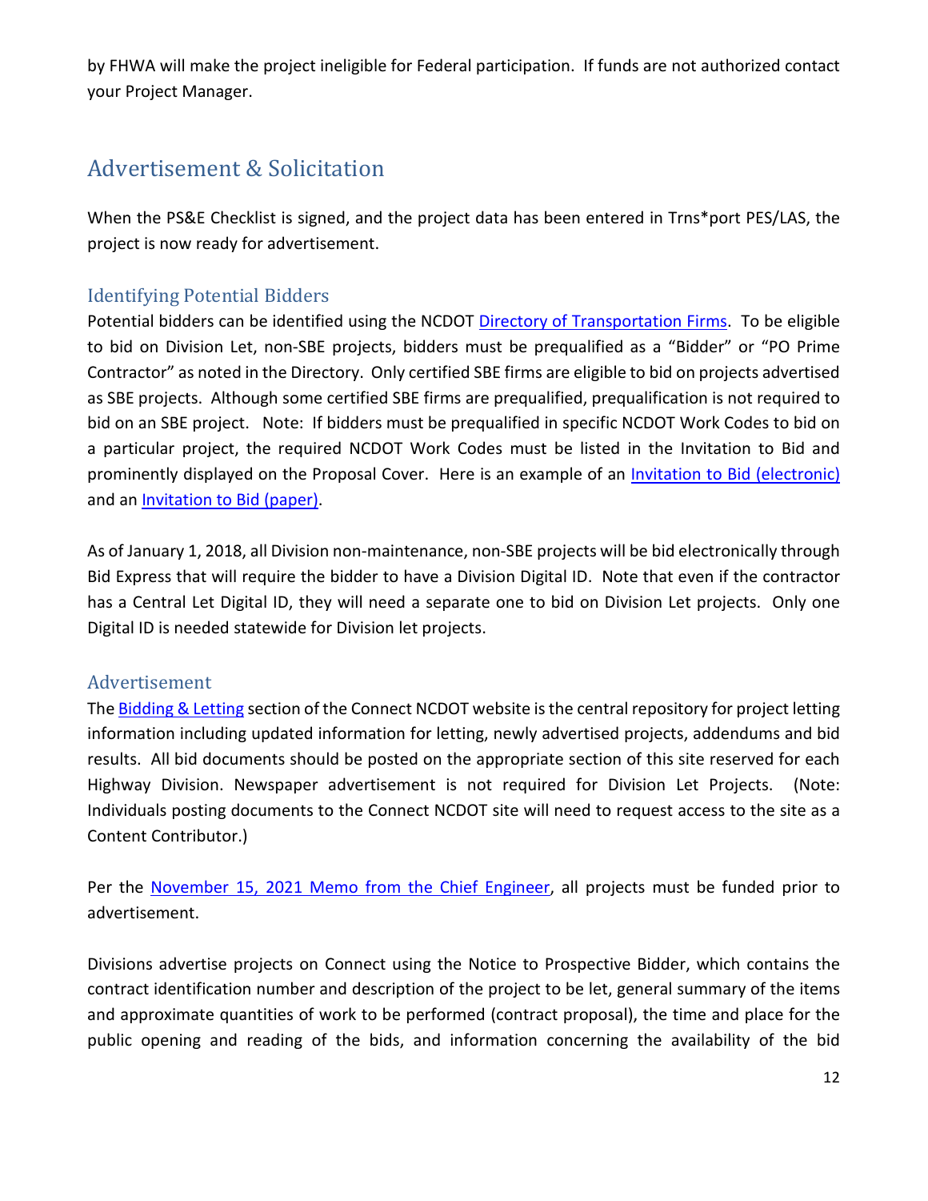by FHWA will make the project ineligible for Federal participation. If funds are not authorized contact your Project Manager.

## Advertisement & Solicitation

When the PS&E Checklist is signed, and the project data has been entered in Trns*port PES/LAS, the project is now ready for advertisement.

### Identifying Potential Bidders

Potential bidders can be identified using the NCDOT Directory of Transportation Firms. To be eligible to bid on Division Let, non-SBE projects, bidders must be prequalified as a "Bidder" or "PO Prime Contractor" as noted in the Directory. Only certified SBE firms are eligible to bid on projects advertised as SBE projects. Although some certified SBE firms are prequalified, prequalification is not required to bid on an SBE project. Note: If bidders must be prequalified in specific NCDOT Work Codes to bid on a particular project, the required NCDOT Work Codes must be listed in the Invitation to Bid and prominently displayed on the Proposal Cover. Here is an example of an Invitation to Bid (electronic) and an Invitation to Bid (paper).

As of January 1, 2018, all Division non-maintenance, non-SBE projects will be bid electronically through Bid Express that will require the bidder to have a Division Digital ID. Note that even if the contractor has a Central Let Digital ID, they will need a separate one to bid on Division Let projects. Only one Digital ID is needed statewide for Division let projects.

### Advertisement

The Bidding & Letting section of the Connect NCDOT website is the central repository for project letting information including updated information for letting, newly advertised projects, addendums and bid results. All bid documents should be posted on the appropriate section of this site reserved for each Highway Division. Newspaper advertisement is not required for Division Let Projects. (Note: Individuals posting documents to the Connect NCDOT site will need to request access to the site as a Content Contributor.)

Per the November 15, 2021 Memo from the Chief Engineer, all projects must be funded prior to advertisement.

Divisions advertise projects on Connect using the Notice to Prospective Bidder, which contains the contract identification number and description of the project to be let, general summary of the items and approximate quantities of work to be performed (contract proposal), the time and place for the public opening and reading of the bids, and information concerning the availability of the bid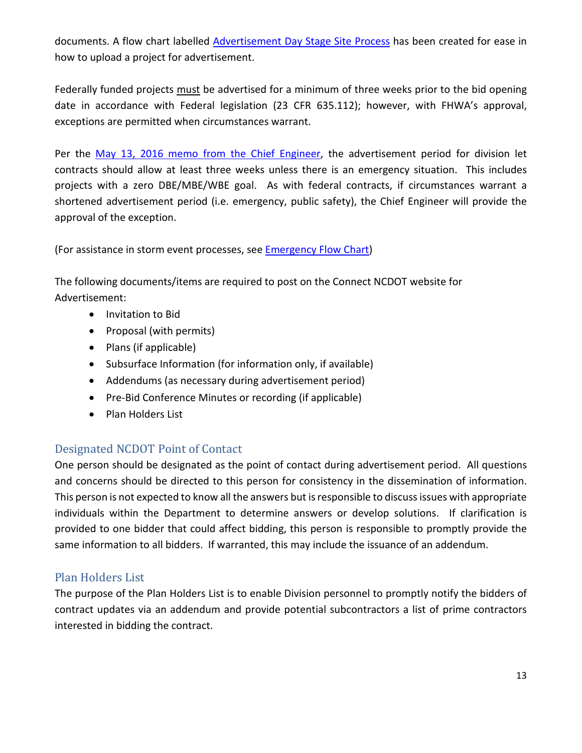documents. A flow chart labelled Advertisement Day Stage Site Process has been created for ease in how to upload a project for advertisement.

Federally funded projects must be advertised for a minimum of three weeks prior to the bid opening date in accordance with Federal legislation (23 CFR 635.112); however, with FHWA's approval, exceptions are permitted when circumstances warrant.

Per the May 13, 2016 memo from the Chief Engineer, the advertisement period for division let contracts should allow at least three weeks unless there is an emergency situation. This includes projects with a zero DBE/MBE/WBE goal. As with federal contracts, if circumstances warrant a shortened advertisement period (i.e. emergency, public safety), the Chief Engineer will provide the approval of the exception.

(For assistance in storm event processes, see Emergency Flow Chart)

The following documents/items are required to post on the Connect NCDOT website for Advertisement:

- Invitation to Bid
- Proposal (with permits)
- Plans (if applicable)
- Subsurface Information (for information only, if available)
- Addendums (as necessary during advertisement period)
- Pre-Bid Conference Minutes or recording (if applicable)
- Plan Holders List

## Designated NCDOT Point of Contact

One person should be designated as the point of contact during advertisement period. All questions and concerns should be directed to this person for consistency in the dissemination of information. This person is not expected to know all the answers but is responsible to discuss issues with appropriate individuals within the Department to determine answers or develop solutions. If clarification is provided to one bidder that could affect bidding, this person is responsible to promptly provide the same information to all bidders. If warranted, this may include the issuance of an addendum.

## Plan Holders List

The purpose of the Plan Holders List is to enable Division personnel to promptly notify the bidders of contract updates via an addendum and provide potential subcontractors a list of prime contractors interested in bidding the contract.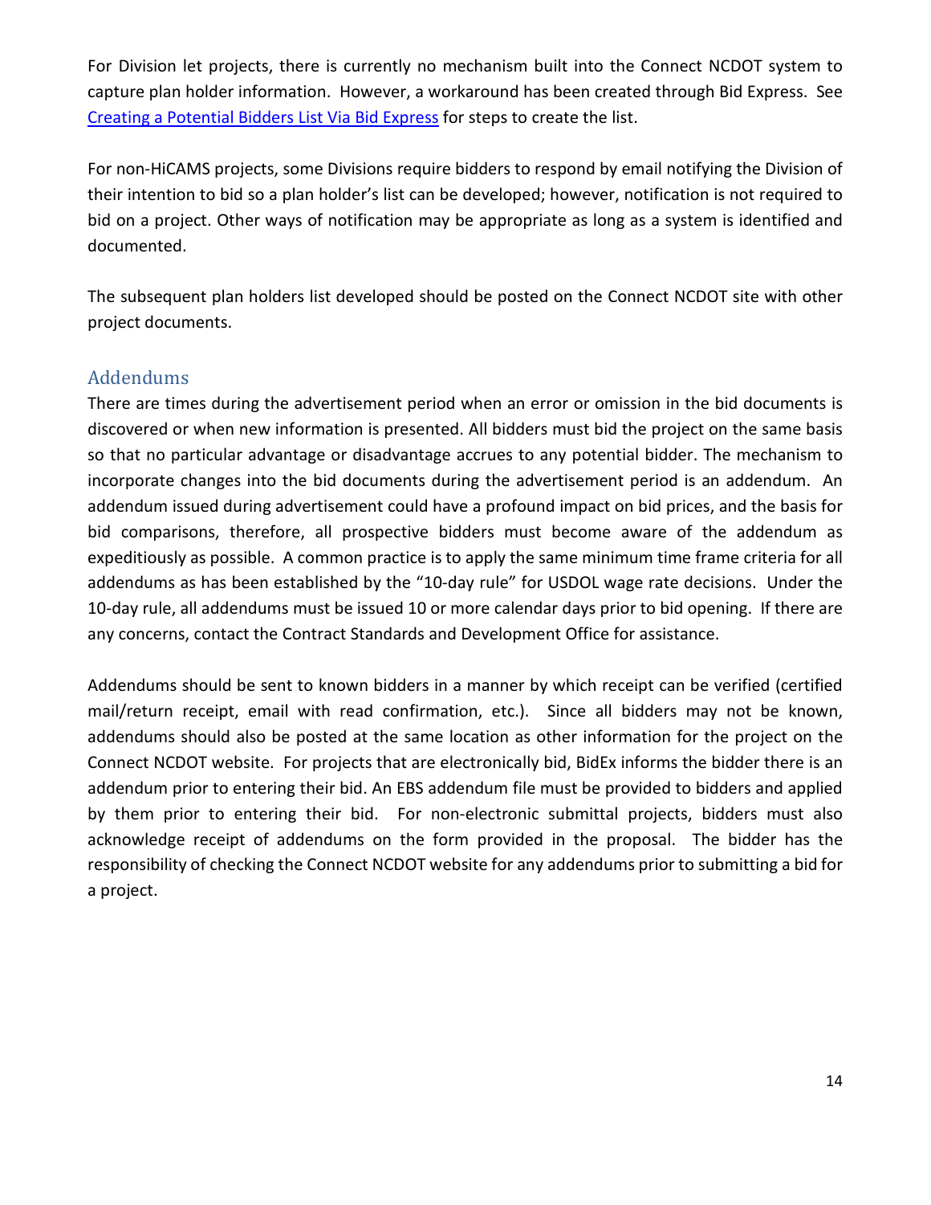For Division let projects, there is currently no mechanism built into the Connect NCDOT system to capture plan holder information. However, a workaround has been created through Bid Express. See Creating a Potential Bidders List Via Bid Express for steps to create the list.

For non-HiCAMS projects, some Divisions require bidders to respond by email notifying the Division of their intention to bid so a plan holder's list can be developed; however, notification is not required to bid on a project. Other ways of notification may be appropriate as long as a system is identified and documented.

The subsequent plan holders list developed should be posted on the Connect NCDOT site with other project documents.

## Addendums

There are times during the advertisement period when an error or omission in the bid documents is discovered or when new information is presented. All bidders must bid the project on the same basis so that no particular advantage or disadvantage accrues to any potential bidder. The mechanism to incorporate changes into the bid documents during the advertisement period is an addendum. An addendum issued during advertisement could have a profound impact on bid prices, and the basis for bid comparisons, therefore, all prospective bidders must become aware of the addendum as expeditiously as possible. A common practice is to apply the same minimum time frame criteria for all addendums as has been established by the "10-day rule" for USDOL wage rate decisions. Under the 10-day rule, all addendums must be issued 10 or more calendar days prior to bid opening. If there are any concerns, contact the Contract Standards and Development Office for assistance.

Addendums should be sent to known bidders in a manner by which receipt can be verified (certified mail/return receipt, email with read confirmation, etc.). Since all bidders may not be known, addendums should also be posted at the same location as other information for the project on the Connect NCDOT website. For projects that are electronically bid, BidEx informs the bidder there is an addendum prior to entering their bid. An EBS addendum file must be provided to bidders and applied by them prior to entering their bid. For non-electronic submittal projects, bidders must also acknowledge receipt of addendums on the form provided in the proposal. The bidder has the responsibility of checking the Connect NCDOT website for any addendums prior to submitting a bid for a project.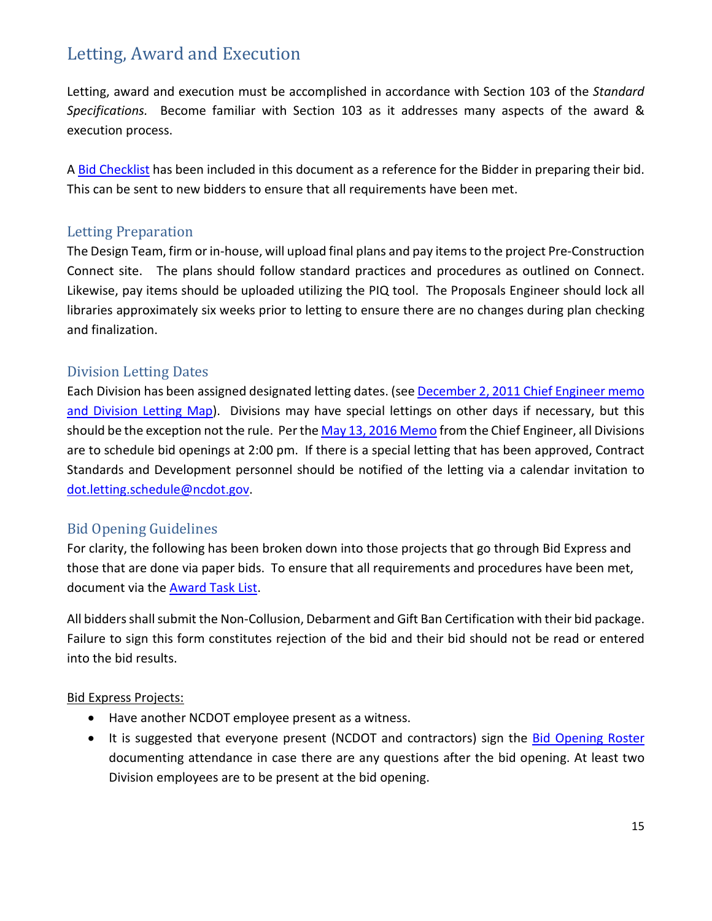## Letting, Award and Execution

Letting, award and execution must be accomplished in accordance with Section 103 of the *Standard Specifications.* Become familiar with Section 103 as it addresses many aspects of the award & execution process.

A Bid Checklist has been included in this document as a reference for the Bidder in preparing their bid. This can be sent to new bidders to ensure that all requirements have been met.

### Letting Preparation

The Design Team, firm or in-house, will upload final plans and pay items to the project Pre-Construction Connect site. The plans should follow standard practices and procedures as outlined on Connect. Likewise, pay items should be uploaded utilizing the PIQ tool. The Proposals Engineer should lock all libraries approximately six weeks prior to letting to ensure there are no changes during plan checking and finalization.

### Division Letting Dates

Each Division has been assigned designated letting dates. (see December 2, 2011 Chief Engineer memo and Division Letting Map). Divisions may have special lettings on other days if necessary, but this should be the exception not the rule. Per the May 13, 2016 Memo from the Chief Engineer, all Divisions are to schedule bid openings at 2:00 pm. If there is a special letting that has been approved, Contract Standards and Development personnel should be notified of the letting via a calendar invitation to dot.letting.schedule@ncdot.gov.

### Bid Opening Guidelines

For clarity, the following has been broken down into those projects that go through Bid Express and those that are done via paper bids. To ensure that all requirements and procedures have been met, document via the Award Task List.

All bidders shall submit the Non-Collusion, Debarment and Gift Ban Certification with their bid package. Failure to sign this form constitutes rejection of the bid and their bid should not be read or entered into the bid results.

<u>Bid Express Projects:</u>

- Have another NCDOT employee present as a witness.
- It is suggested that everyone present (NCDOT and contractors) sign the Bid Opening Roster documenting attendance in case there are any questions after the bid opening. At least two Division employees are to be present at the bid opening.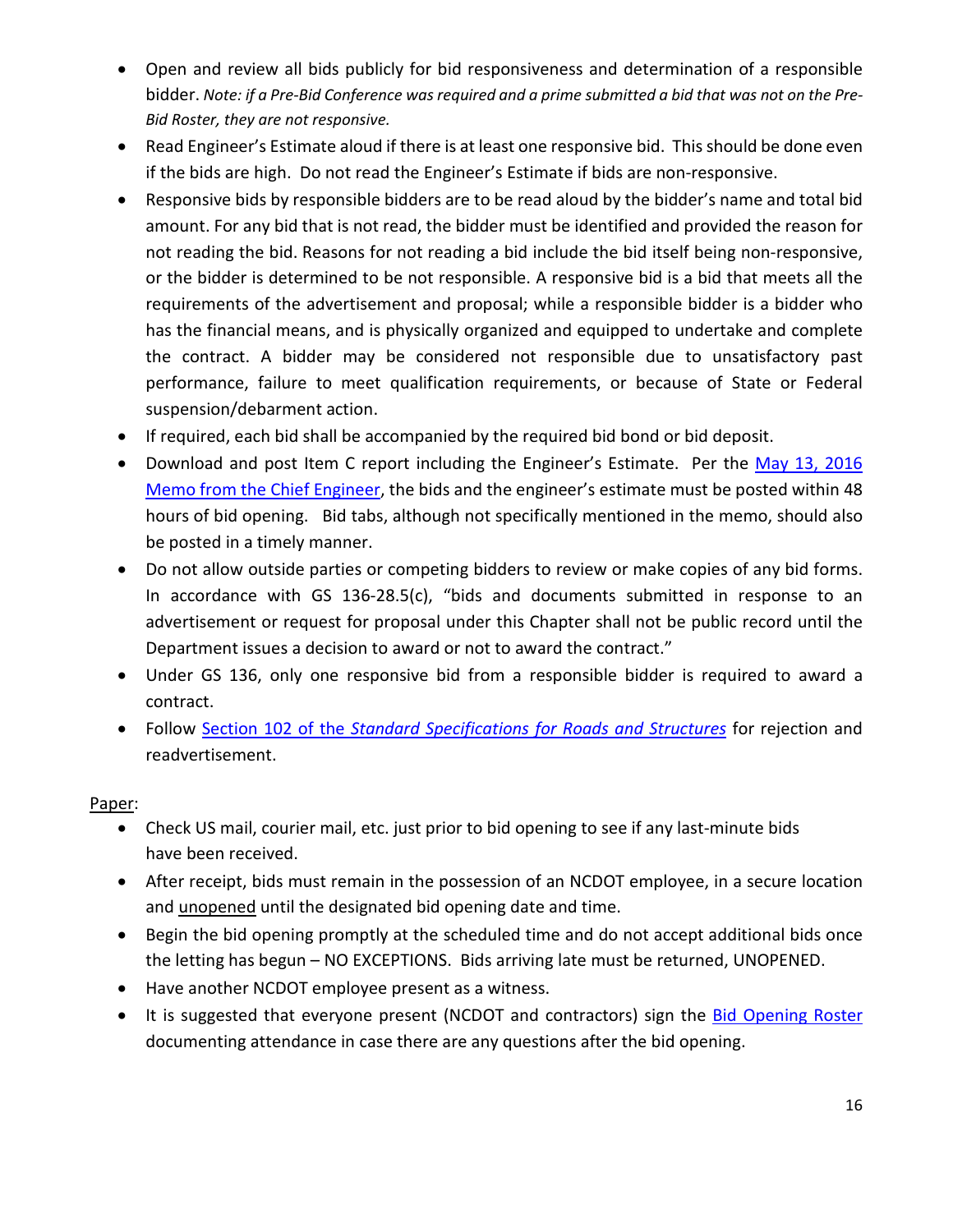- Open and review all bids publicly for bid responsiveness and determination of a responsible bidder. *Note: if a Pre-Bid Conference was required and a prime submitted a bid that was not on the Pre-Bid Roster, they are not responsive.*
- Read Engineer's Estimate aloud if there is at least one responsive bid. This should be done even if the bids are high. Do not read the Engineer's Estimate if bids are non-responsive.
- Responsive bids by responsible bidders are to be read aloud by the bidder's name and total bid amount. For any bid that is not read, the bidder must be identified and provided the reason for not reading the bid. Reasons for not reading a bid include the bid itself being non-responsive, or the bidder is determined to be not responsible. A responsive bid is a bid that meets all the requirements of the advertisement and proposal; while a responsible bidder is a bidder who has the financial means, and is physically organized and equipped to undertake and complete the contract. A bidder may be considered not responsible due to unsatisfactory past performance, failure to meet qualification requirements, or because of State or Federal suspension/debarment action.
- If required, each bid shall be accompanied by the required bid bond or bid deposit.
- Download and post Item C report including the Engineer's Estimate. Per the [May 13, 2016 Memo from the Chief Engineer](), the bids and the engineer's estimate must be posted within 48 hours of bid opening. Bid tabs, although not specifically mentioned in the memo, should also be posted in a timely manner.
- Do not allow outside parties or competing bidders to review or make copies of any bid forms. In accordance with GS 136-28.5(c), "bids and documents submitted in response to an advertisement or request for proposal under this Chapter shall not be public record until the Department issues a decision to award or not to award the contract."
- Under GS 136, only one responsive bid from a responsible bidder is required to award a contract.
- Follow [Section 102 of the *Standard Specifications for Roads and Structures*]() for rejection and readvertisement.

<u>Paper</u>:

- Check US mail, courier mail, etc. just prior to bid opening to see if any last-minute bids have been received.
- After receipt, bids must remain in the possession of an NCDOT employee, in a secure location and <u>unopened</u> until the designated bid opening date and time.
- Begin the bid opening promptly at the scheduled time and do not accept additional bids once the letting has begun – NO EXCEPTIONS. Bids arriving late must be returned, UNOPENED.
- Have another NCDOT employee present as a witness.
- It is suggested that everyone present (NCDOT and contractors) sign the [Bid Opening Roster]() documenting attendance in case there are any questions after the bid opening.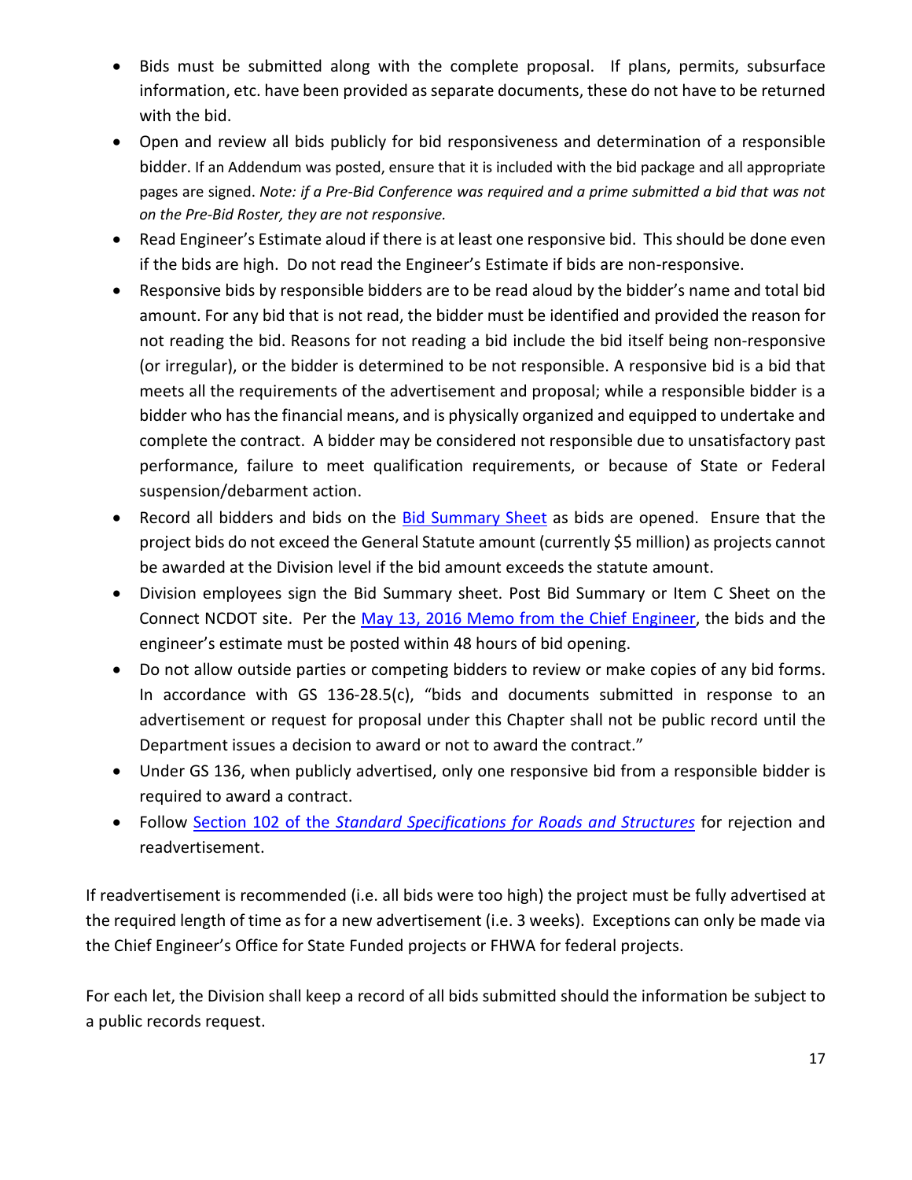- Bids must be submitted along with the complete proposal. If plans, permits, subsurface information, etc. have been provided as separate documents, these do not have to be returned with the bid.
- Open and review all bids publicly for bid responsiveness and determination of a responsible bidder. If an Addendum was posted, ensure that it is included with the bid package and all appropriate pages are signed. *Note: if a Pre-Bid Conference was required and a prime submitted a bid that was not on the Pre-Bid Roster, they are not responsive.*
- Read Engineer's Estimate aloud if there is at least one responsive bid. This should be done even if the bids are high. Do not read the Engineer's Estimate if bids are non-responsive.
- Responsive bids by responsible bidders are to be read aloud by the bidder's name and total bid amount. For any bid that is not read, the bidder must be identified and provided the reason for not reading the bid. Reasons for not reading a bid include the bid itself being non-responsive (or irregular), or the bidder is determined to be not responsible. A responsive bid is a bid that meets all the requirements of the advertisement and proposal; while a responsible bidder is a bidder who has the financial means, and is physically organized and equipped to undertake and complete the contract. A bidder may be considered not responsible due to unsatisfactory past performance, failure to meet qualification requirements, or because of State or Federal suspension/debarment action.
- Record all bidders and bids on the Bid Summary Sheet as bids are opened. Ensure that the project bids do not exceed the General Statute amount (currently $5 million) as projects cannot be awarded at the Division level if the bid amount exceeds the statute amount.
- Division employees sign the Bid Summary sheet. Post Bid Summary or Item C Sheet on the Connect NCDOT site. Per the May 13, 2016 Memo from the Chief Engineer, the bids and the engineer's estimate must be posted within 48 hours of bid opening.
- Do not allow outside parties or competing bidders to review or make copies of any bid forms. In accordance with GS 136-28.5(c), "bids and documents submitted in response to an advertisement or request for proposal under this Chapter shall not be public record until the Department issues a decision to award or not to award the contract."
- Under GS 136, when publicly advertised, only one responsive bid from a responsible bidder is required to award a contract.
- Follow Section 102 of the *Standard Specifications for Roads and Structures* for rejection and readvertisement.

If readvertisement is recommended (i.e. all bids were too high) the project must be fully advertised at the required length of time as for a new advertisement (i.e. 3 weeks). Exceptions can only be made via the Chief Engineer's Office for State Funded projects or FHWA for federal projects.

For each let, the Division shall keep a record of all bids submitted should the information be subject to a public records request.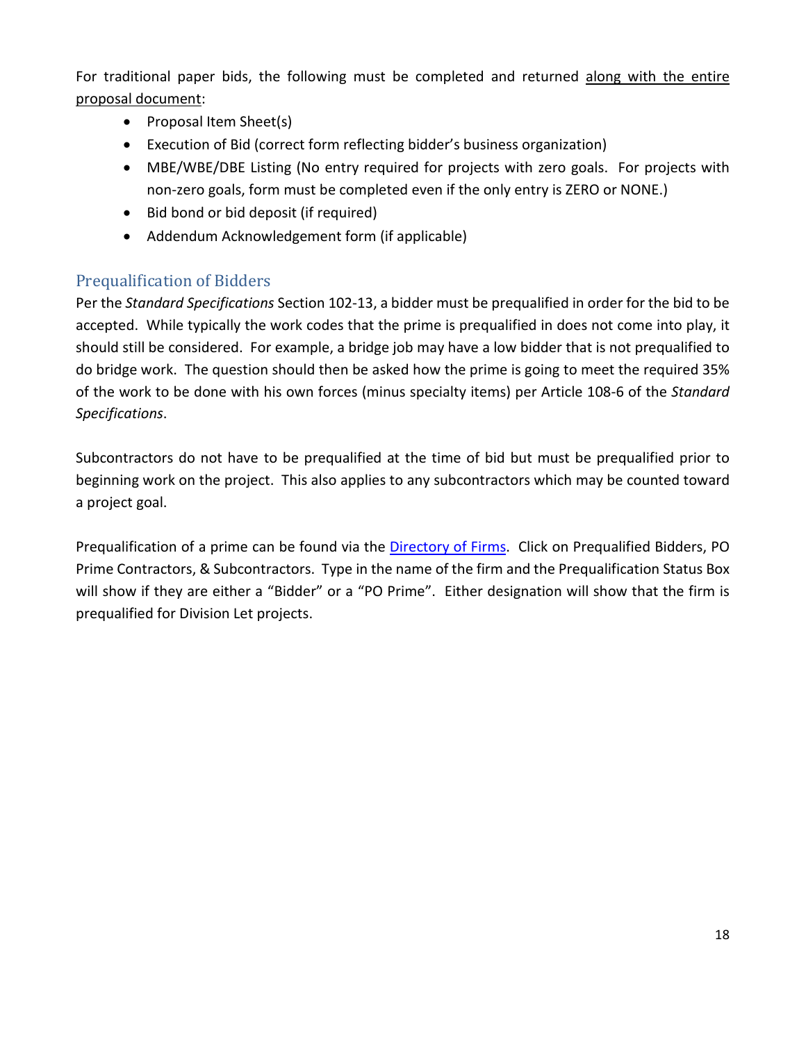For traditional paper bids, the following must be completed and returned along with the entire proposal document:

- Proposal Item Sheet(s)
- Execution of Bid (correct form reflecting bidder's business organization)
- MBE/WBE/DBE Listing (No entry required for projects with zero goals. For projects with non-zero goals, form must be completed even if the only entry is ZERO or NONE.)
- Bid bond or bid deposit (if required)
- Addendum Acknowledgement form (if applicable)

## Prequalification of Bidders

Per the *Standard Specifications* Section 102-13, a bidder must be prequalified in order for the bid to be accepted. While typically the work codes that the prime is prequalified in does not come into play, it should still be considered. For example, a bridge job may have a low bidder that is not prequalified to do bridge work. The question should then be asked how the prime is going to meet the required 35% of the work to be done with his own forces (minus specialty items) per Article 108-6 of the *Standard Specifications*.

Subcontractors do not have to be prequalified at the time of bid but must be prequalified prior to beginning work on the project. This also applies to any subcontractors which may be counted toward a project goal.

Prequalification of a prime can be found via the Directory of Firms. Click on Prequalified Bidders, PO Prime Contractors, & Subcontractors. Type in the name of the firm and the Prequalification Status Box will show if they are either a "Bidder" or a "PO Prime". Either designation will show that the firm is prequalified for Division Let projects.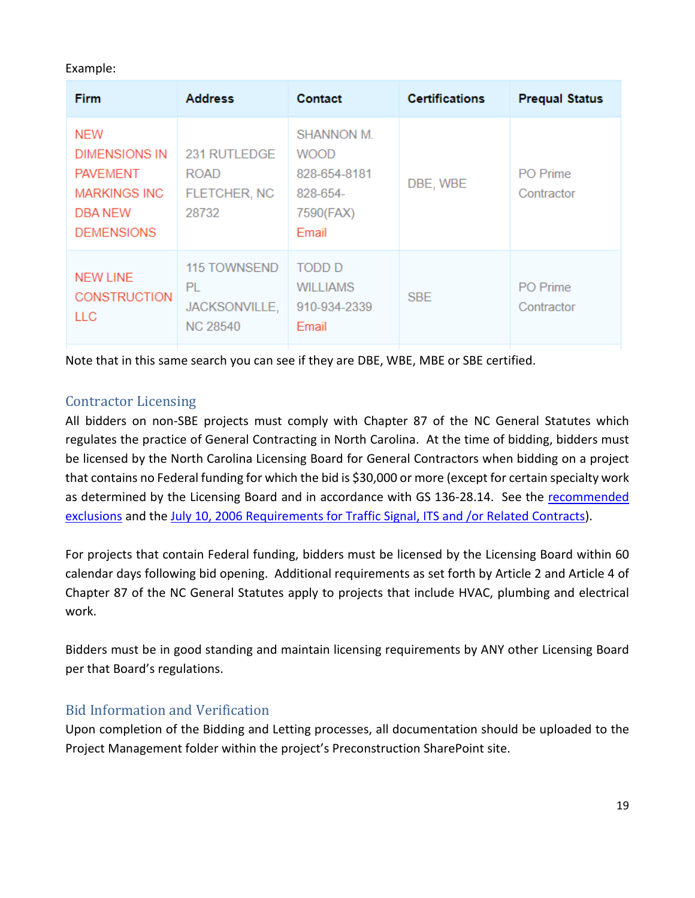Example:

| Firm | Address | Contact | Certifications | Prequal Status |
|---|---|---|---|---|
| NEW DIMENSIONS IN PAVEMENT MARKINGS INC DBA NEW DEMENSIONS | 231 RUTLEDGE ROAD FLETCHER, NC 28732 | SHANNON M. WOOD 828-654-8181 828-654-7590(FAX) Email | DBE, WBE | PO Prime Contractor |
| NEW LINE CONSTRUCTION LLC | 115 TOWNSEND PL JACKSONVILLE, NC 28540 | TODD D WILLIAMS 910-934-2339 Email | SBE | PO Prime Contractor |

Note that in this same search you can see if they are DBE, WBE, MBE or SBE certified.

## Contractor Licensing

All bidders on non-SBE projects must comply with Chapter 87 of the NC General Statutes which regulates the practice of General Contracting in North Carolina. At the time of bidding, bidders must be licensed by the North Carolina Licensing Board for General Contractors when bidding on a project that contains no Federal funding for which the bid is $30,000 or more (except for certain specialty work as determined by the Licensing Board and in accordance with GS 136-28.14. See the recommended exclusions and the July 10, 2006 Requirements for Traffic Signal, ITS and /or Related Contracts).

For projects that contain Federal funding, bidders must be licensed by the Licensing Board within 60 calendar days following bid opening. Additional requirements as set forth by Article 2 and Article 4 of Chapter 87 of the NC General Statutes apply to projects that include HVAC, plumbing and electrical work.

Bidders must be in good standing and maintain licensing requirements by ANY other Licensing Board per that Board's regulations.

## Bid Information and Verification

Upon completion of the Bidding and Letting processes, all documentation should be uploaded to the Project Management folder within the project's Preconstruction SharePoint site.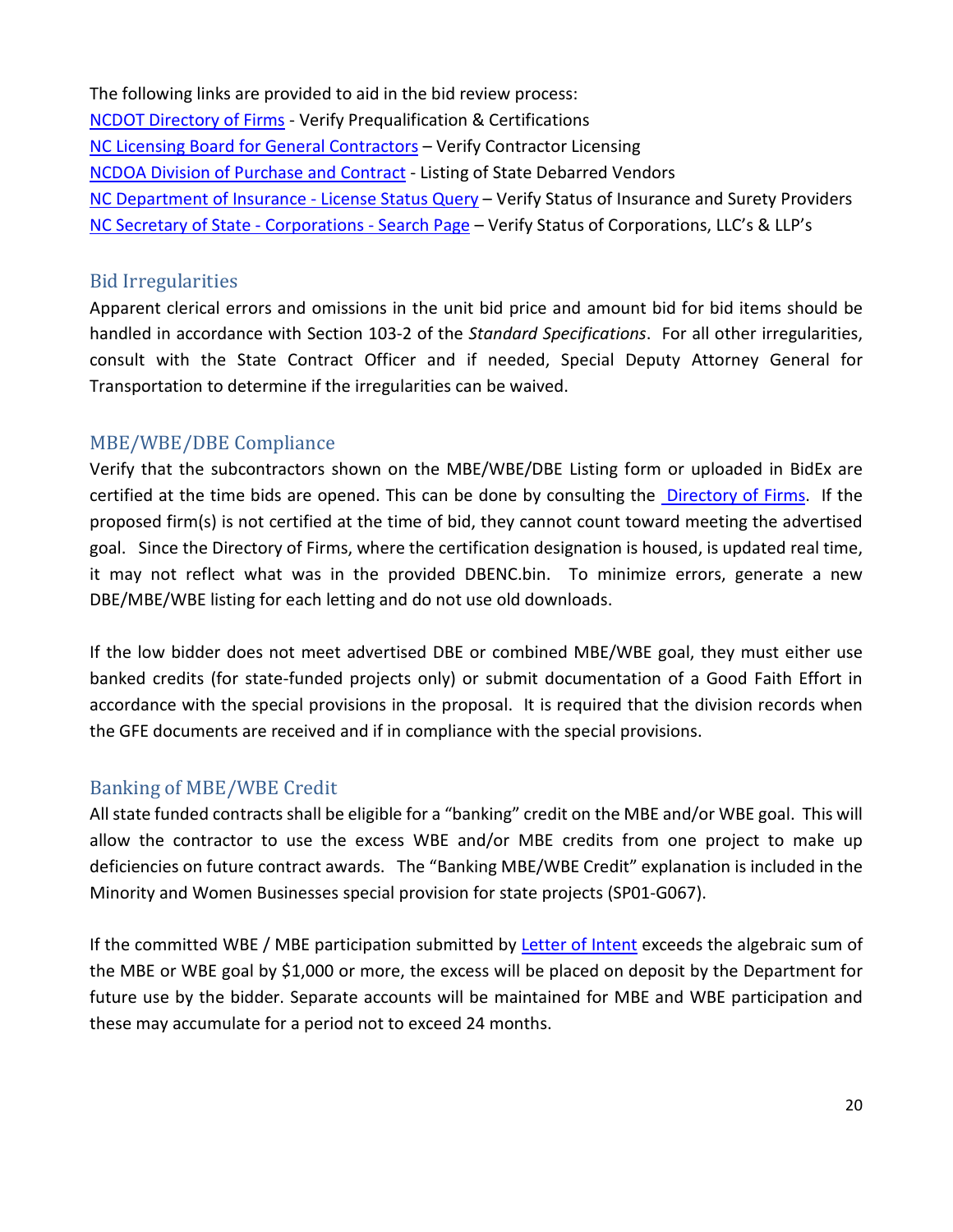The following links are provided to aid in the bid review process:
NCDOT Directory of Firms - Verify Prequalification & Certifications
NC Licensing Board for General Contractors – Verify Contractor Licensing
NCDOA Division of Purchase and Contract - Listing of State Debarred Vendors
NC Department of Insurance - License Status Query – Verify Status of Insurance and Surety Providers
NC Secretary of State - Corporations - Search Page – Verify Status of Corporations, LLC's & LLP's

## Bid Irregularities

Apparent clerical errors and omissions in the unit bid price and amount bid for bid items should be handled in accordance with Section 103-2 of the *Standard Specifications*. For all other irregularities, consult with the State Contract Officer and if needed, Special Deputy Attorney General for Transportation to determine if the irregularities can be waived.

## MBE/WBE/DBE Compliance

Verify that the subcontractors shown on the MBE/WBE/DBE Listing form or uploaded in BidEx are certified at the time bids are opened. This can be done by consulting the Directory of Firms. If the proposed firm(s) is not certified at the time of bid, they cannot count toward meeting the advertised goal. Since the Directory of Firms, where the certification designation is housed, is updated real time, it may not reflect what was in the provided DBENC.bin. To minimize errors, generate a new DBE/MBE/WBE listing for each letting and do not use old downloads.

If the low bidder does not meet advertised DBE or combined MBE/WBE goal, they must either use banked credits (for state-funded projects only) or submit documentation of a Good Faith Effort in accordance with the special provisions in the proposal. It is required that the division records when the GFE documents are received and if in compliance with the special provisions.

## Banking of MBE/WBE Credit

All state funded contracts shall be eligible for a "banking" credit on the MBE and/or WBE goal. This will allow the contractor to use the excess WBE and/or MBE credits from one project to make up deficiencies on future contract awards. The "Banking MBE/WBE Credit" explanation is included in the Minority and Women Businesses special provision for state projects (SP01-G067).

If the committed WBE / MBE participation submitted by Letter of Intent exceeds the algebraic sum of the MBE or WBE goal by $1,000 or more, the excess will be placed on deposit by the Department for future use by the bidder. Separate accounts will be maintained for MBE and WBE participation and these may accumulate for a period not to exceed 24 months.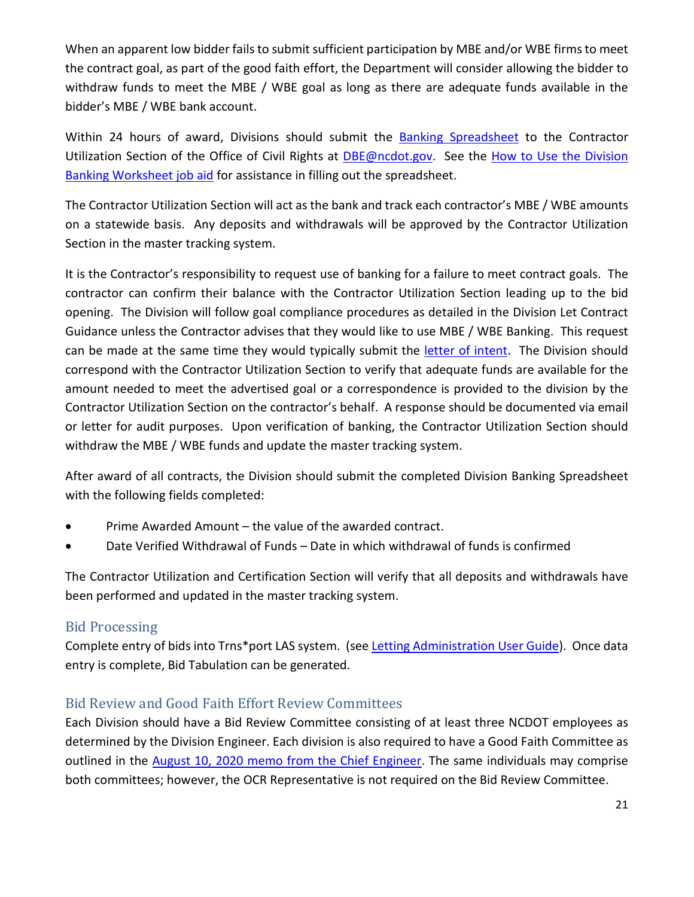When an apparent low bidder fails to submit sufficient participation by MBE and/or WBE firms to meet the contract goal, as part of the good faith effort, the Department will consider allowing the bidder to withdraw funds to meet the MBE / WBE goal as long as there are adequate funds available in the bidder's MBE / WBE bank account.

Within 24 hours of award, Divisions should submit the Banking Spreadsheet to the Contractor Utilization Section of the Office of Civil Rights at DBE@ncdot.gov. See the How to Use the Division Banking Worksheet job aid for assistance in filling out the spreadsheet.

The Contractor Utilization Section will act as the bank and track each contractor's MBE / WBE amounts on a statewide basis. Any deposits and withdrawals will be approved by the Contractor Utilization Section in the master tracking system.

It is the Contractor's responsibility to request use of banking for a failure to meet contract goals. The contractor can confirm their balance with the Contractor Utilization Section leading up to the bid opening. The Division will follow goal compliance procedures as detailed in the Division Let Contract Guidance unless the Contractor advises that they would like to use MBE / WBE Banking. This request can be made at the same time they would typically submit the letter of intent. The Division should correspond with the Contractor Utilization Section to verify that adequate funds are available for the amount needed to meet the advertised goal or a correspondence is provided to the division by the Contractor Utilization Section on the contractor's behalf. A response should be documented via email or letter for audit purposes. Upon verification of banking, the Contractor Utilization Section should withdraw the MBE / WBE funds and update the master tracking system.

After award of all contracts, the Division should submit the completed Division Banking Spreadsheet with the following fields completed:

- Prime Awarded Amount – the value of the awarded contract.
- Date Verified Withdrawal of Funds – Date in which withdrawal of funds is confirmed

The Contractor Utilization and Certification Section will verify that all deposits and withdrawals have been performed and updated in the master tracking system.

## Bid Processing

Complete entry of bids into Trns*port LAS system. (see Letting Administration User Guide). Once data entry is complete, Bid Tabulation can be generated.

## Bid Review and Good Faith Effort Review Committees

Each Division should have a Bid Review Committee consisting of at least three NCDOT employees as determined by the Division Engineer. Each division is also required to have a Good Faith Committee as outlined in the August 10, 2020 memo from the Chief Engineer. The same individuals may comprise both committees; however, the OCR Representative is not required on the Bid Review Committee.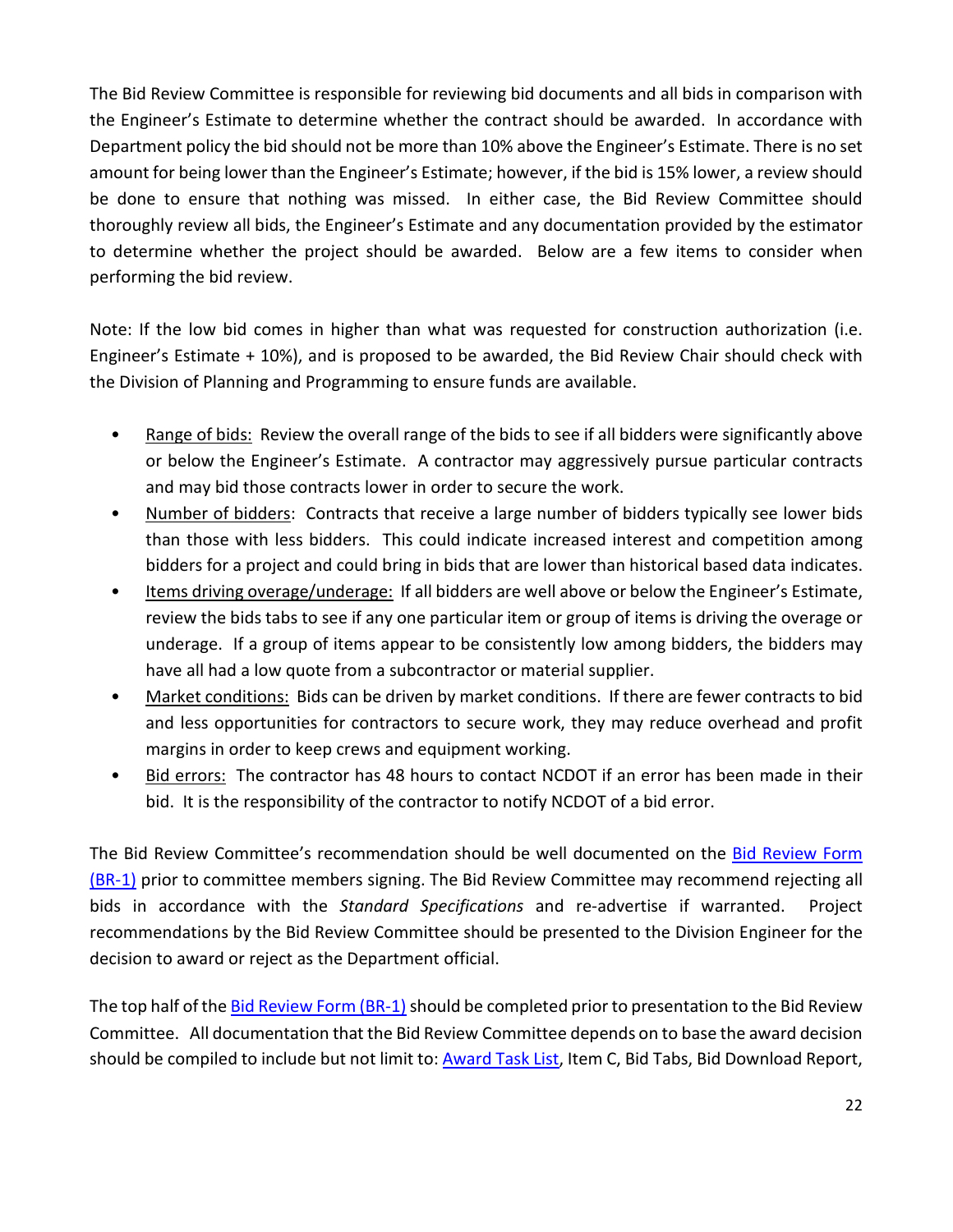The Bid Review Committee is responsible for reviewing bid documents and all bids in comparison with the Engineer's Estimate to determine whether the contract should be awarded. In accordance with Department policy the bid should not be more than 10% above the Engineer's Estimate. There is no set amount for being lower than the Engineer's Estimate; however, if the bid is 15% lower, a review should be done to ensure that nothing was missed. In either case, the Bid Review Committee should thoroughly review all bids, the Engineer's Estimate and any documentation provided by the estimator to determine whether the project should be awarded. Below are a few items to consider when performing the bid review.

Note: If the low bid comes in higher than what was requested for construction authorization (i.e. Engineer's Estimate + 10%), and is proposed to be awarded, the Bid Review Chair should check with the Division of Planning and Programming to ensure funds are available.

- Range of bids: Review the overall range of the bids to see if all bidders were significantly above or below the Engineer's Estimate. A contractor may aggressively pursue particular contracts and may bid those contracts lower in order to secure the work.
- Number of bidders: Contracts that receive a large number of bidders typically see lower bids than those with less bidders. This could indicate increased interest and competition among bidders for a project and could bring in bids that are lower than historical based data indicates.
- Items driving overage/underage: If all bidders are well above or below the Engineer's Estimate, review the bids tabs to see if any one particular item or group of items is driving the overage or underage. If a group of items appear to be consistently low among bidders, the bidders may have all had a low quote from a subcontractor or material supplier.
- Market conditions: Bids can be driven by market conditions. If there are fewer contracts to bid and less opportunities for contractors to secure work, they may reduce overhead and profit margins in order to keep crews and equipment working.
- Bid errors: The contractor has 48 hours to contact NCDOT if an error has been made in their bid. It is the responsibility of the contractor to notify NCDOT of a bid error.

The Bid Review Committee's recommendation should be well documented on the Bid Review Form (BR-1) prior to committee members signing. The Bid Review Committee may recommend rejecting all bids in accordance with the *Standard Specifications* and re-advertise if warranted. Project recommendations by the Bid Review Committee should be presented to the Division Engineer for the decision to award or reject as the Department official.

The top half of the Bid Review Form (BR-1) should be completed prior to presentation to the Bid Review Committee. All documentation that the Bid Review Committee depends on to base the award decision should be compiled to include but not limit to: Award Task List, Item C, Bid Tabs, Bid Download Report,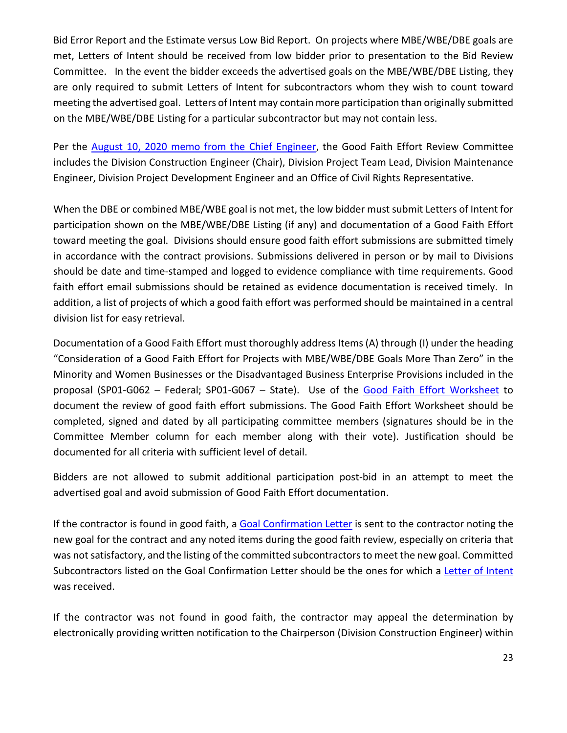Bid Error Report and the Estimate versus Low Bid Report. On projects where MBE/WBE/DBE goals are met, Letters of Intent should be received from low bidder prior to presentation to the Bid Review Committee. In the event the bidder exceeds the advertised goals on the MBE/WBE/DBE Listing, they are only required to submit Letters of Intent for subcontractors whom they wish to count toward meeting the advertised goal. Letters of Intent may contain more participation than originally submitted on the MBE/WBE/DBE Listing for a particular subcontractor but may not contain less.

Per the August 10, 2020 memo from the Chief Engineer, the Good Faith Effort Review Committee includes the Division Construction Engineer (Chair), Division Project Team Lead, Division Maintenance Engineer, Division Project Development Engineer and an Office of Civil Rights Representative.

When the DBE or combined MBE/WBE goal is not met, the low bidder must submit Letters of Intent for participation shown on the MBE/WBE/DBE Listing (if any) and documentation of a Good Faith Effort toward meeting the goal. Divisions should ensure good faith effort submissions are submitted timely in accordance with the contract provisions. Submissions delivered in person or by mail to Divisions should be date and time-stamped and logged to evidence compliance with time requirements. Good faith effort email submissions should be retained as evidence documentation is received timely. In addition, a list of projects of which a good faith effort was performed should be maintained in a central division list for easy retrieval.

Documentation of a Good Faith Effort must thoroughly address Items (A) through (I) under the heading "Consideration of a Good Faith Effort for Projects with MBE/WBE/DBE Goals More Than Zero" in the Minority and Women Businesses or the Disadvantaged Business Enterprise Provisions included in the proposal (SP01-G062 – Federal; SP01-G067 – State). Use of the Good Faith Effort Worksheet to document the review of good faith effort submissions. The Good Faith Effort Worksheet should be completed, signed and dated by all participating committee members (signatures should be in the Committee Member column for each member along with their vote). Justification should be documented for all criteria with sufficient level of detail.

Bidders are not allowed to submit additional participation post-bid in an attempt to meet the advertised goal and avoid submission of Good Faith Effort documentation.

If the contractor is found in good faith, a Goal Confirmation Letter is sent to the contractor noting the new goal for the contract and any noted items during the good faith review, especially on criteria that was not satisfactory, and the listing of the committed subcontractors to meet the new goal. Committed Subcontractors listed on the Goal Confirmation Letter should be the ones for which a Letter of Intent was received.

If the contractor was not found in good faith, the contractor may appeal the determination by electronically providing written notification to the Chairperson (Division Construction Engineer) within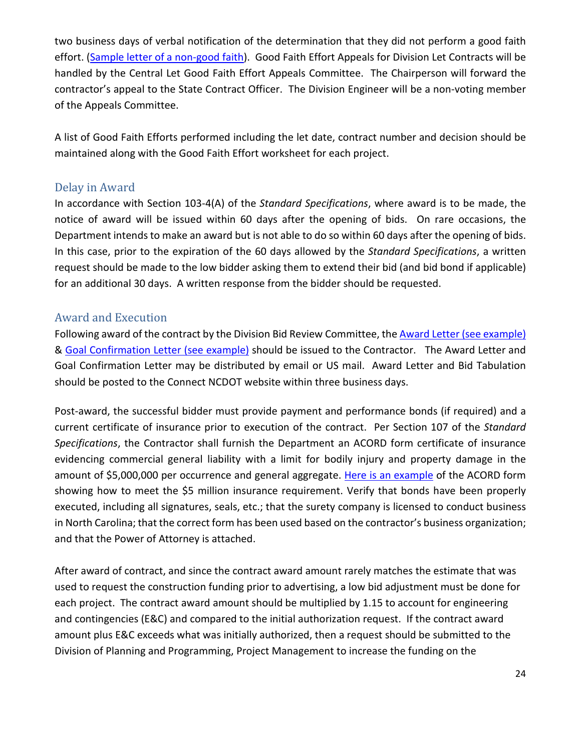two business days of verbal notification of the determination that they did not perform a good faith effort. (Sample letter of a non-good faith). Good Faith Effort Appeals for Division Let Contracts will be handled by the Central Let Good Faith Effort Appeals Committee. The Chairperson will forward the contractor's appeal to the State Contract Officer. The Division Engineer will be a non-voting member of the Appeals Committee.

A list of Good Faith Efforts performed including the let date, contract number and decision should be maintained along with the Good Faith Effort worksheet for each project.

## Delay in Award

In accordance with Section 103-4(A) of the *Standard Specifications*, where award is to be made, the notice of award will be issued within 60 days after the opening of bids. On rare occasions, the Department intends to make an award but is not able to do so within 60 days after the opening of bids. In this case, prior to the expiration of the 60 days allowed by the *Standard Specifications*, a written request should be made to the low bidder asking them to extend their bid (and bid bond if applicable) for an additional 30 days. A written response from the bidder should be requested.

## Award and Execution

Following award of the contract by the Division Bid Review Committee, the Award Letter (see example) & Goal Confirmation Letter (see example) should be issued to the Contractor. The Award Letter and Goal Confirmation Letter may be distributed by email or US mail. Award Letter and Bid Tabulation should be posted to the Connect NCDOT website within three business days.

Post-award, the successful bidder must provide payment and performance bonds (if required) and a current certificate of insurance prior to execution of the contract. Per Section 107 of the *Standard Specifications*, the Contractor shall furnish the Department an ACORD form certificate of insurance evidencing commercial general liability with a limit for bodily injury and property damage in the amount of $5,000,000 per occurrence and general aggregate. Here is an example of the ACORD form showing how to meet the $5 million insurance requirement. Verify that bonds have been properly executed, including all signatures, seals, etc.; that the surety company is licensed to conduct business in North Carolina; that the correct form has been used based on the contractor's business organization; and that the Power of Attorney is attached.

After award of contract, and since the contract award amount rarely matches the estimate that was used to request the construction funding prior to advertising, a low bid adjustment must be done for each project. The contract award amount should be multiplied by 1.15 to account for engineering and contingencies (E&C) and compared to the initial authorization request. If the contract award amount plus E&C exceeds what was initially authorized, then a request should be submitted to the Division of Planning and Programming, Project Management to increase the funding on the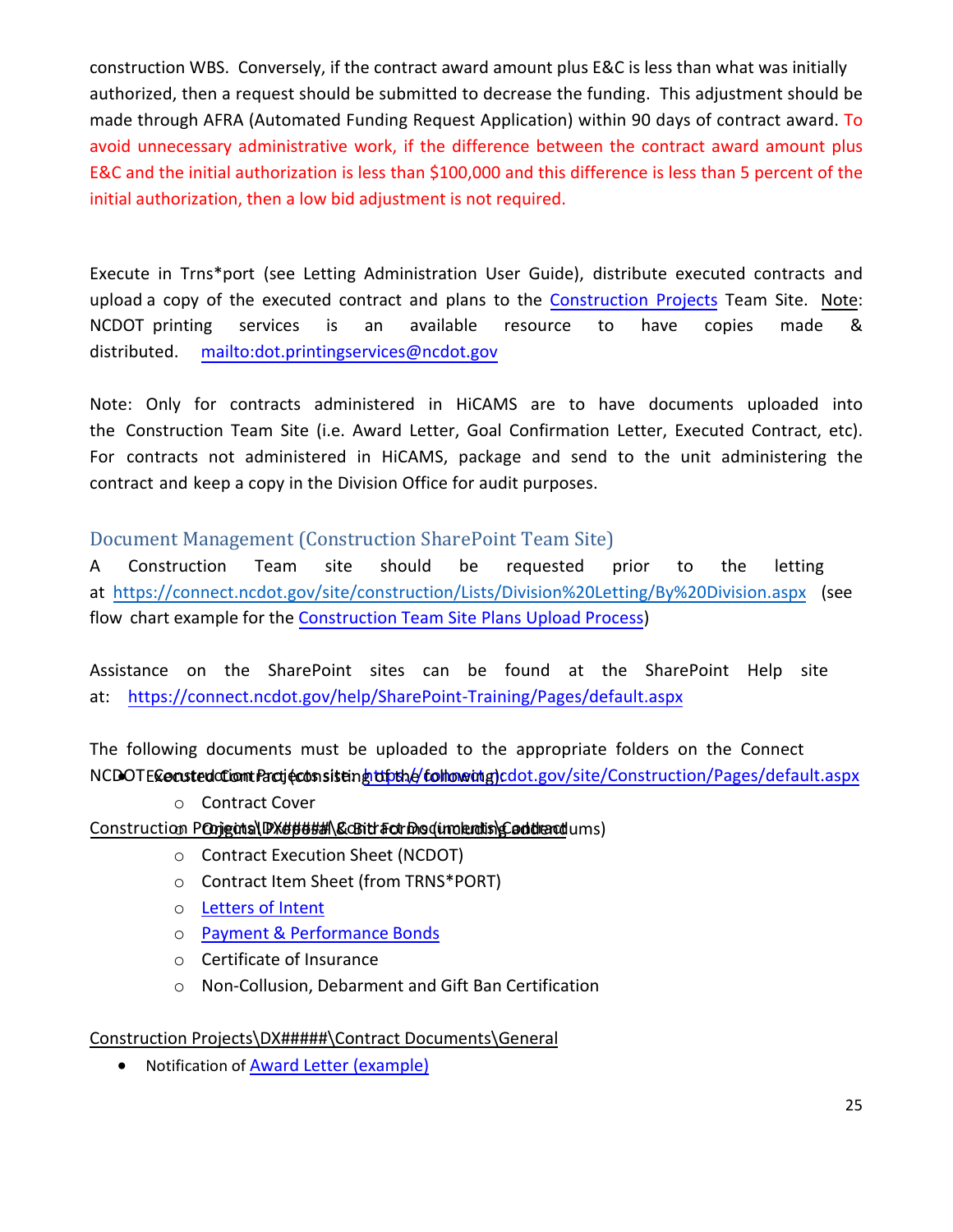construction WBS. Conversely, if the contract award amount plus E&C is less than what was initially authorized, then a request should be submitted to decrease the funding. This adjustment should be made through AFRA (Automated Funding Request Application) within 90 days of contract award. To avoid unnecessary administrative work, if the difference between the contract award amount plus E&C and the initial authorization is less than $100,000 and this difference is less than 5 percent of the initial authorization, then a low bid adjustment is not required.

Execute in Trns*port (see Letting Administration User Guide), distribute executed contracts and upload a copy of the executed contract and plans to the Construction Projects Team Site. Note: NCDOT printing services is an available resource to have copies made & distributed. mailto:dot.printingservices@ncdot.gov

Note: Only for contracts administered in HiCAMS are to have documents uploaded into the Construction Team Site (i.e. Award Letter, Goal Confirmation Letter, Executed Contract, etc). For contracts not administered in HiCAMS, package and send to the unit administering the contract and keep a copy in the Division Office for audit purposes.

## Document Management (Construction SharePoint Team Site)

A Construction Team site should be requested prior to the letting at https://connect.ncdot.gov/site/construction/Lists/Division%20Letting/By%20Division.aspx (see flow chart example for the Construction Team Site Plans Upload Process)

Assistance on the SharePoint sites can be found at the SharePoint Help site at: https://connect.ncdot.gov/help/SharePoint-Training/Pages/default.aspx

The following documents must be uploaded to the appropriate folders on the Connect NCDOT Construction Projects site: https://connect.ncdot.gov/site/Construction/Pages/default.aspx

Construction Projects\DX#####\Contract Documents\Contract

- Executed Contract (consisting of the following):
  - Contract Cover
  - Original Proposal & Bid Form (including addendums)
  - Contract Execution Sheet (NCDOT)
  - Contract Item Sheet (from TRNS*PORT)
  - Letters of Intent
  - Payment & Performance Bonds
  - Certificate of Insurance
  - Non-Collusion, Debarment and Gift Ban Certification

Construction Projects\DX#####\Contract Documents\General

- Notification of Award Letter (example)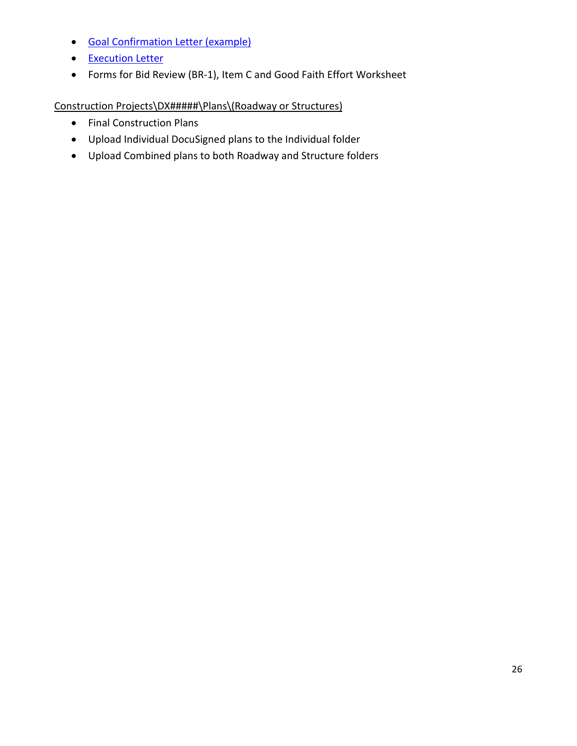- Goal Confirmation Letter (example)
- Execution Letter
- Forms for Bid Review (BR-1), Item C and Good Faith Effort Worksheet

<u>Construction Projects\DX#####\Plans\(Roadway or Structures)</u>

- Final Construction Plans
- Upload Individual DocuSigned plans to the Individual folder
- Upload Combined plans to both Roadway and Structure folders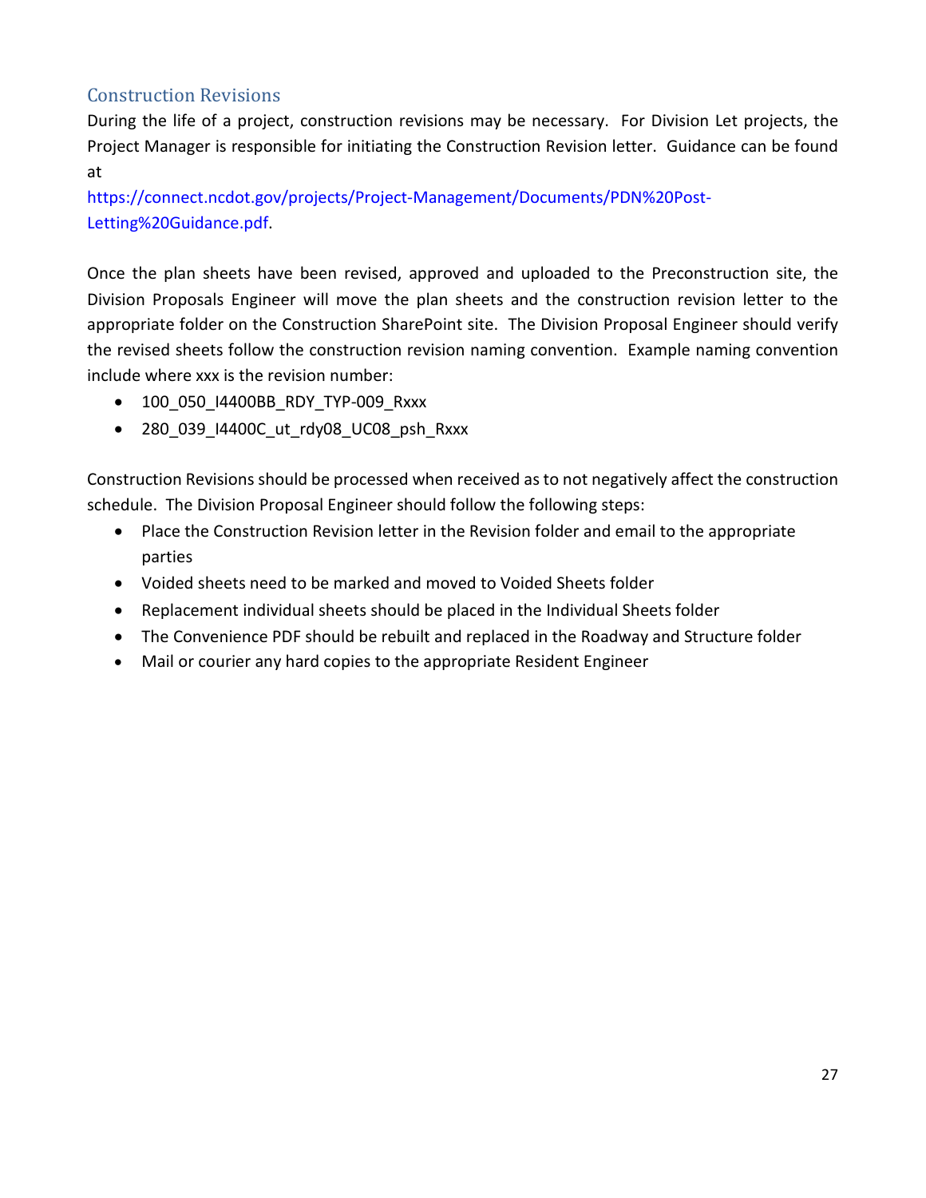## Construction Revisions

During the life of a project, construction revisions may be necessary. For Division Let projects, the Project Manager is responsible for initiating the Construction Revision letter. Guidance can be found at
https://connect.ncdot.gov/projects/Project-Management/Documents/PDN%20Post-Letting%20Guidance.pdf.

Once the plan sheets have been revised, approved and uploaded to the Preconstruction site, the Division Proposals Engineer will move the plan sheets and the construction revision letter to the appropriate folder on the Construction SharePoint site. The Division Proposal Engineer should verify the revised sheets follow the construction revision naming convention. Example naming convention include where xxx is the revision number:

- 100_050_I4400BB_RDY_TYP-009_Rxxx
- 280_039_I4400C_ut_rdy08_UC08_psh_Rxxx

Construction Revisions should be processed when received as to not negatively affect the construction schedule. The Division Proposal Engineer should follow the following steps:

- Place the Construction Revision letter in the Revision folder and email to the appropriate parties
- Voided sheets need to be marked and moved to Voided Sheets folder
- Replacement individual sheets should be placed in the Individual Sheets folder
- The Convenience PDF should be rebuilt and replaced in the Roadway and Structure folder
- Mail or courier any hard copies to the appropriate Resident Engineer